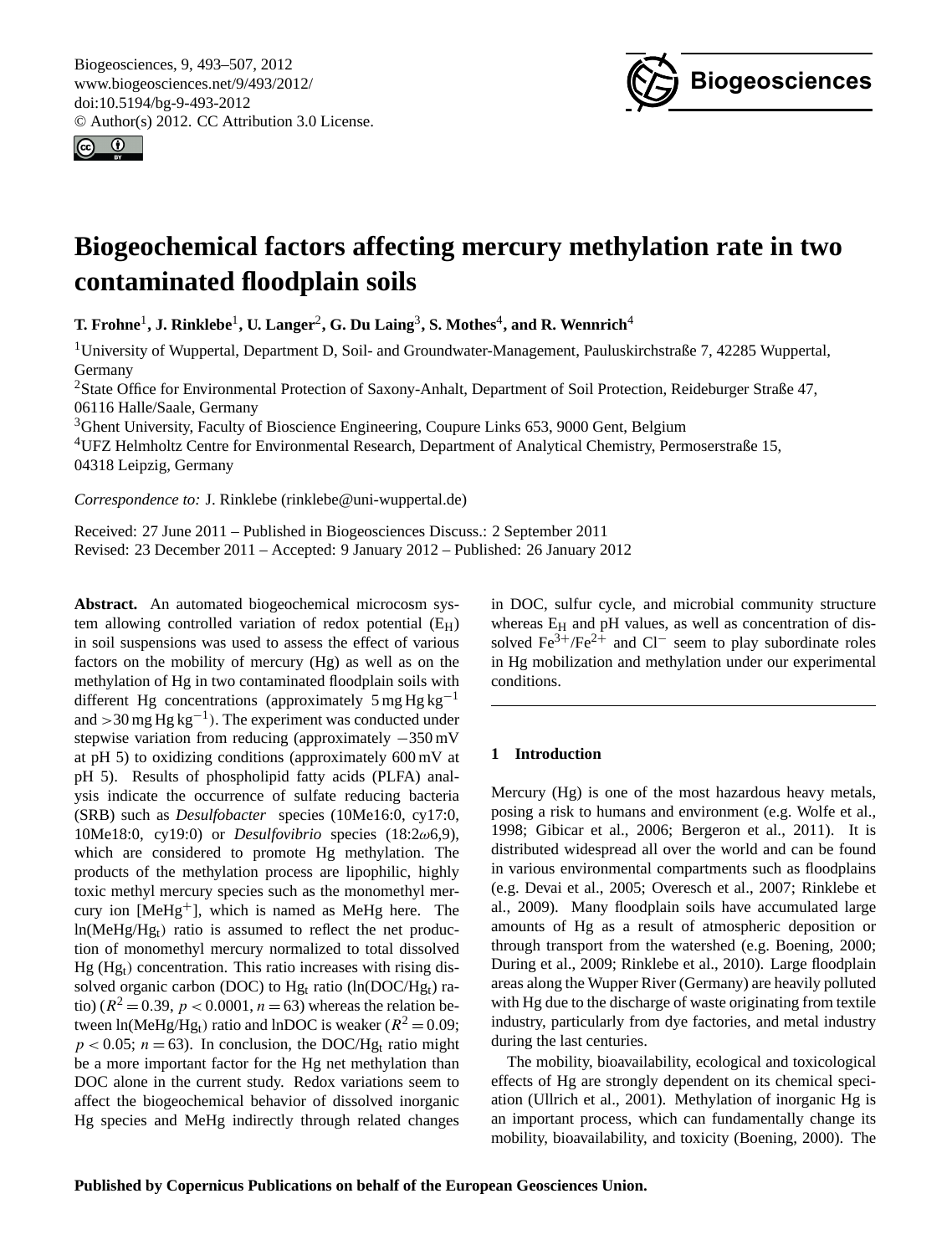# Biogeochemical factors affecting mercury methylation rate in two contaminated floodplain soils

**T. Frohne[1], J. Rinklebe[1], U. Langer[2], G. Du Laing[3], S. Mothes[4], and R. Wennrich[4]**

[1]University of Wuppertal, Department D, Soil- and Groundwater-Management, Pauluskirchstraße 7, 42285 Wuppertal, Germany

[2]State Office for Environmental Protection of Saxony-Anhalt, Department of Soil Protection, Reideburger Straße 47, 06116 Halle/Saale, Germany

[3]Ghent University, Faculty of Bioscience Engineering, Coupure Links 653, 9000 Gent, Belgium

[4]UFZ Helmholtz Centre for Environmental Research, Department of Analytical Chemistry, Permoserstraße 15, 04318 Leipzig, Germany

*Correspondence to:* J. Rinklebe (rinklebe@uni-wuppertal.de)

Received: 27 June 2011 – Published in Biogeosciences Discuss.: 2 September 2011
Revised: 23 December 2011 – Accepted: 9 January 2012 – Published: 26 January 2012

**Abstract.** An automated biogeochemical microcosm system allowing controlled variation of redox potential ($E_H$) in soil suspensions was used to assess the effect of various factors on the mobility of mercury (Hg) as well as on the methylation of Hg in two contaminated floodplain soils with different Hg concentrations (approximately $5\,mg\,Hg\,kg^{-1}$ and $>30\,mg\,Hg\,kg^{-1}$). The experiment was conducted under stepwise variation from reducing (approximately $-350\,mV$ at pH 5) to oxidizing conditions (approximately 600 mV at pH 5). Results of phospholipid fatty acids (PLFA) analysis indicate the occurrence of sulfate reducing bacteria (SRB) such as *Desulfobacter* species (10Me16:0, cy17:0, 10Me18:0, cy19:0) or *Desulfovibrio* species (18:2$\omega$6,9), which are considered to promote Hg methylation. The products of the methylation process are lipophilic, highly toxic methyl mercury species such as the monomethyl mercury ion [$MeHg^+$], which is named as MeHg here. The ln(MeHg/$Hg_t$) ratio is assumed to reflect the net production of monomethyl mercury normalized to total dissolved Hg ($Hg_t$) concentration. This ratio increases with rising dissolved organic carbon (DOC) to $Hg_t$ ratio (ln(DOC/$Hg_t$) ratio) ($R^2 = 0.39$, $p < 0.0001$, $n = 63$) whereas the relation between ln(MeHg/$Hg_t$) ratio and lnDOC is weaker ($R^2 = 0.09$; $p < 0.05$; $n = 63$). In conclusion, the DOC/$Hg_t$ ratio might be a more important factor for the Hg net methylation than DOC alone in the current study. Redox variations seem to affect the biogeochemical behavior of dissolved inorganic Hg species and MeHg indirectly through related changes in DOC, sulfur cycle, and microbial community structure whereas $E_H$ and pH values, as well as concentration of dissolved $Fe^{3+}$/$Fe^{2+}$ and $Cl^-$ seem to play subordinate roles in Hg mobilization and methylation under our experimental conditions.

## 1 Introduction

Mercury (Hg) is one of the most hazardous heavy metals, posing a risk to humans and environment (e.g. Wolfe et al., 1998; Gibicar et al., 2006; Bergeron et al., 2011). It is distributed widespread all over the world and can be found in various environmental compartments such as floodplains (e.g. Devai et al., 2005; Overesch et al., 2007; Rinklebe et al., 2009). Many floodplain soils have accumulated large amounts of Hg as a result of atmospheric deposition or through transport from the watershed (e.g. Boening, 2000; During et al., 2009; Rinklebe et al., 2010). Large floodplain areas along the Wupper River (Germany) are heavily polluted with Hg due to the discharge of waste originating from textile industry, particularly from dye factories, and metal industry during the last centuries.

The mobility, bioavailability, ecological and toxicological effects of Hg are strongly dependent on its chemical speciation (Ullrich et al., 2001). Methylation of inorganic Hg is an important process, which can fundamentally change its mobility, bioavailability, and toxicity (Boening, 2000). The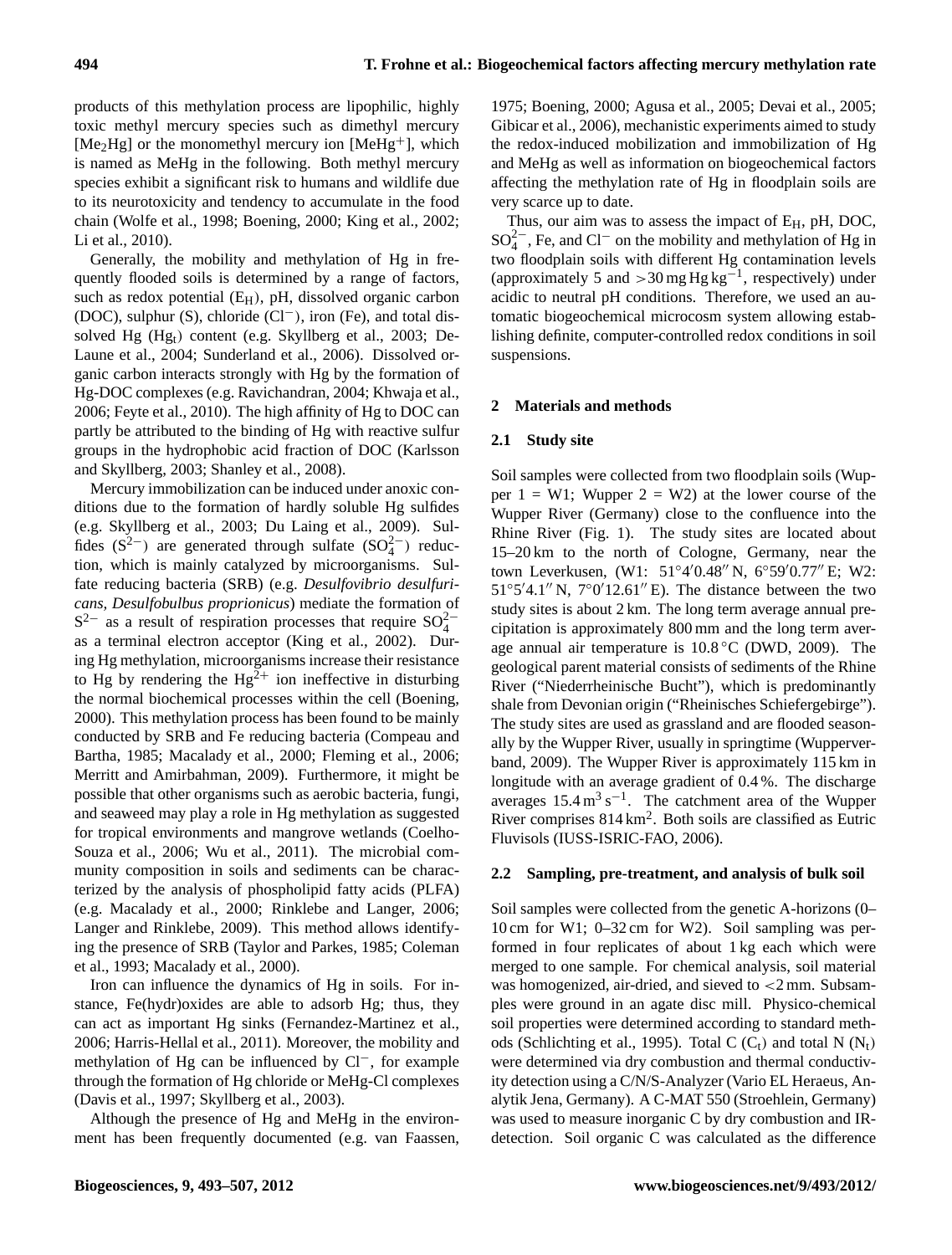products of this methylation process are lipophilic, highly toxic methyl mercury species such as dimethyl mercury [$Me_2Hg$] or the monomethyl mercury ion [$MeHg^+$], which is named as MeHg in the following. Both methyl mercury species exhibit a significant risk to humans and wildlife due to its neurotoxicity and tendency to accumulate in the food chain (Wolfe et al., 1998; Boening, 2000; King et al., 2002; Li et al., 2010).

Generally, the mobility and methylation of Hg in frequently flooded soils is determined by a range of factors, such as redox potential ($E_H$), pH, dissolved organic carbon (DOC), sulphur (S), chloride ($Cl^-$), iron (Fe), and total dissolved Hg ($Hg_t$) content (e.g. Skyllberg et al., 2003; DeLaune et al., 2004; Sunderland et al., 2006). Dissolved organic carbon interacts strongly with Hg by the formation of Hg-DOC complexes (e.g. Ravichandran, 2004; Khwaja et al., 2006; Feyte et al., 2010). The high affinity of Hg to DOC can partly be attributed to the binding of Hg with reactive sulfur groups in the hydrophobic acid fraction of DOC (Karlsson and Skyllberg, 2003; Shanley et al., 2008).

Mercury immobilization can be induced under anoxic conditions due to the formation of hardly soluble Hg sulfides (e.g. Skyllberg et al., 2003; Du Laing et al., 2009). Sulfides ($S^{2-}$) are generated through sulfate ($SO_4^{2-}$) reduction, which is mainly catalyzed by microorganisms. Sulfate reducing bacteria (SRB) (e.g. *Desulfovibrio desulfuricans, Desulfobulbus proprionicus*) mediate the formation of $S^{2-}$ as a result of respiration processes that require $SO_4^{2-}$ as a terminal electron acceptor (King et al., 2002). During Hg methylation, microorganisms increase their resistance to Hg by rendering the $Hg^{2+}$ ion ineffective in disturbing the normal biochemical processes within the cell (Boening, 2000). This methylation process has been found to be mainly conducted by SRB and Fe reducing bacteria (Compeau and Bartha, 1985; Macalady et al., 2000; Fleming et al., 2006; Merritt and Amirbahman, 2009). Furthermore, it might be possible that other organisms such as aerobic bacteria, fungi, and seaweed may play a role in Hg methylation as suggested for tropical environments and mangrove wetlands (Coelho-Souza et al., 2006; Wu et al., 2011). The microbial community composition in soils and sediments can be characterized by the analysis of phospholipid fatty acids (PLFA) (e.g. Macalady et al., 2000; Rinklebe and Langer, 2006; Langer and Rinklebe, 2009). This method allows identifying the presence of SRB (Taylor and Parkes, 1985; Coleman et al., 1993; Macalady et al., 2000).

Iron can influence the dynamics of Hg in soils. For instance, Fe(hydr)oxides are able to adsorb Hg; thus, they can act as important Hg sinks (Fernandez-Martinez et al., 2006; Harris-Hellal et al., 2011). Moreover, the mobility and methylation of Hg can be influenced by $Cl^-$, for example through the formation of Hg chloride or MeHg-Cl complexes (Davis et al., 1997; Skyllberg et al., 2003).

Although the presence of Hg and MeHg in the environment has been frequently documented (e.g. van Faassen, 1975; Boening, 2000; Agusa et al., 2005; Devai et al., 2005; Gibicar et al., 2006), mechanistic experiments aimed to study the redox-induced mobilization and immobilization of Hg and MeHg as well as information on biogeochemical factors affecting the methylation rate of Hg in floodplain soils are very scarce up to date.

Thus, our aim was to assess the impact of $E_H$, pH, DOC, $SO_4^{2-}$, Fe, and $Cl^-$ on the mobility and methylation of Hg in two floodplain soils with different Hg contamination levels (approximately 5 and $>30\,mg\,Hg\,kg^{-1}$, respectively) under acidic to neutral pH conditions. Therefore, we used an automatic biogeochemical microcosm system allowing establishing definite, computer-controlled redox conditions in soil suspensions.

## 2 Materials and methods

### 2.1 Study site

Soil samples were collected from two floodplain soils (Wupper 1 = W1; Wupper 2 = W2) at the lower course of the Wupper River (Germany) close to the confluence into the Rhine River (Fig. 1). The study sites are located about 15–20 km to the north of Cologne, Germany, near the town Leverkusen, (W1: 51°4′0.48″ N, 6°59′0.77″ E; W2: 51°5′4.1″ N, 7°0′12.61″ E). The distance between the two study sites is about 2 km. The long term average annual precipitation is approximately 800 mm and the long term average annual air temperature is 10.8 °C (DWD, 2009). The geological parent material consists of sediments of the Rhine River ("Niederrheinische Bucht"), which is predominantly shale from Devonian origin ("Rheinisches Schiefergebirge"). The study sites are used as grassland and are flooded seasonally by the Wupper River, usually in springtime (Wupperverband, 2009). The Wupper River is approximately 115 km in longitude with an average gradient of 0.4 %. The discharge averages $15.4\,m^3\,s^{-1}$. The catchment area of the Wupper River comprises $814\,km^2$. Both soils are classified as Eutric Fluvisols (IUSS-ISRIC-FAO, 2006).

### 2.2 Sampling, pre-treatment, and analysis of bulk soil

Soil samples were collected from the genetic A-horizons (0–10 cm for W1; 0–32 cm for W2). Soil sampling was performed in four replicates of about 1 kg each which were merged to one sample. For chemical analysis, soil material was homogenized, air-dried, and sieved to <2 mm. Subsamples were ground in an agate disc mill. Physico-chemical soil properties were determined according to standard methods (Schlichting et al., 1995). Total C ($C_t$) and total N ($N_t$) were determined via dry combustion and thermal conductivity detection using a C/N/S-Analyzer (Vario EL Heraeus, Analytik Jena, Germany). A C-MAT 550 (Stroehlein, Germany) was used to measure inorganic C by dry combustion and IR-detection. Soil organic C was calculated as the difference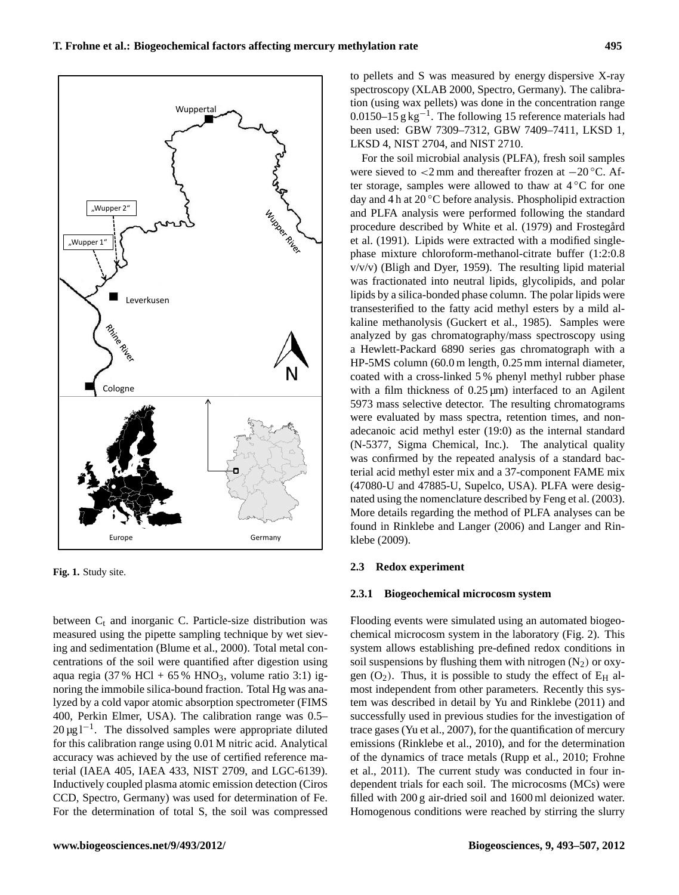Fig. 1. Study site.

between $C_t$ and inorganic C. Particle-size distribution was measured using the pipette sampling technique by wet sieving and sedimentation (Blume et al., 2000). Total metal concentrations of the soil were quantified after digestion using aqua regia (37 % HCl + 65 % $HNO_3$, volume ratio 3:1) ignoring the immobile silica-bound fraction. Total Hg was analyzed by a cold vapor atomic absorption spectrometer (FIMS 400, Perkin Elmer, USA). The calibration range was 0.5–20 $\mu g\,l^{-1}$. The dissolved samples were appropriate diluted for this calibration range using 0.01 M nitric acid. Analytical accuracy was achieved by the use of certified reference material (IAEA 405, IAEA 433, NIST 2709, and LGC-6139). Inductively coupled plasma atomic emission detection (Ciros CCD, Spectro, Germany) was used for determination of Fe. For the determination of total S, the soil was compressed to pellets and S was measured by energy dispersive X-ray spectroscopy (XLAB 2000, Spectro, Germany). The calibration (using wax pellets) was done in the concentration range 0.0150–15 $g\,kg^{-1}$. The following 15 reference materials had been used: GBW 7309–7312, GBW 7409–7411, LKSD 1, LKSD 4, NIST 2704, and NIST 2710.

For the soil microbial analysis (PLFA), fresh soil samples were sieved to <2 mm and thereafter frozen at −20 °C. After storage, samples were allowed to thaw at 4 °C for one day and 4 h at 20 °C before analysis. Phospholipid extraction and PLFA analysis were performed following the standard procedure described by White et al. (1979) and Frostegård et al. (1991). Lipids were extracted with a modified single-phase mixture chloroform-methanol-citrate buffer (1:2:0.8 v/v/v) (Bligh and Dyer, 1959). The resulting lipid material was fractionated into neutral lipids, glycolipids, and polar lipids by a silica-bonded phase column. The polar lipids were transesterified to the fatty acid methyl esters by a mild alkaline methanolysis (Guckert et al., 1985). Samples were analyzed by gas chromatography/mass spectroscopy using a Hewlett-Packard 6890 series gas chromatograph with a HP-5MS column (60.0 m length, 0.25 mm internal diameter, coated with a cross-linked 5 % phenyl methyl rubber phase with a film thickness of 0.25 µm) interfaced to an Agilent 5973 mass selective detector. The resulting chromatograms were evaluated by mass spectra, retention times, and nonadecanoic acid methyl ester (19:0) as the internal standard (N-5377, Sigma Chemical, Inc.). The analytical quality was confirmed by the repeated analysis of a standard bacterial acid methyl ester mix and a 37-component FAME mix (47080-U and 47885-U, Supelco, USA). PLFA were designated using the nomenclature described by Feng et al. (2003). More details regarding the method of PLFA analyses can be found in Rinklebe and Langer (2006) and Langer and Rinklebe (2009).

### 2.3 Redox experiment

#### 2.3.1 Biogeochemical microcosm system

Flooding events were simulated using an automated biogeochemical microcosm system in the laboratory (Fig. 2). This system allows establishing pre-defined redox conditions in soil suspensions by flushing them with nitrogen ($N_2$) or oxygen ($O_2$). Thus, it is possible to study the effect of $E_H$ almost independent from other parameters. Recently this system was described in detail by Yu and Rinklebe (2011) and successfully used in previous studies for the investigation of trace gases (Yu et al., 2007), for the quantification of mercury emissions (Rinklebe et al., 2010), and for the determination of the dynamics of trace metals (Rupp et al., 2010; Frohne et al., 2011). The current study was conducted in four independent trials for each soil. The microcosms (MCs) were filled with 200 g air-dried soil and 1600 ml deionized water. Homogenous conditions were reached by stirring the slurry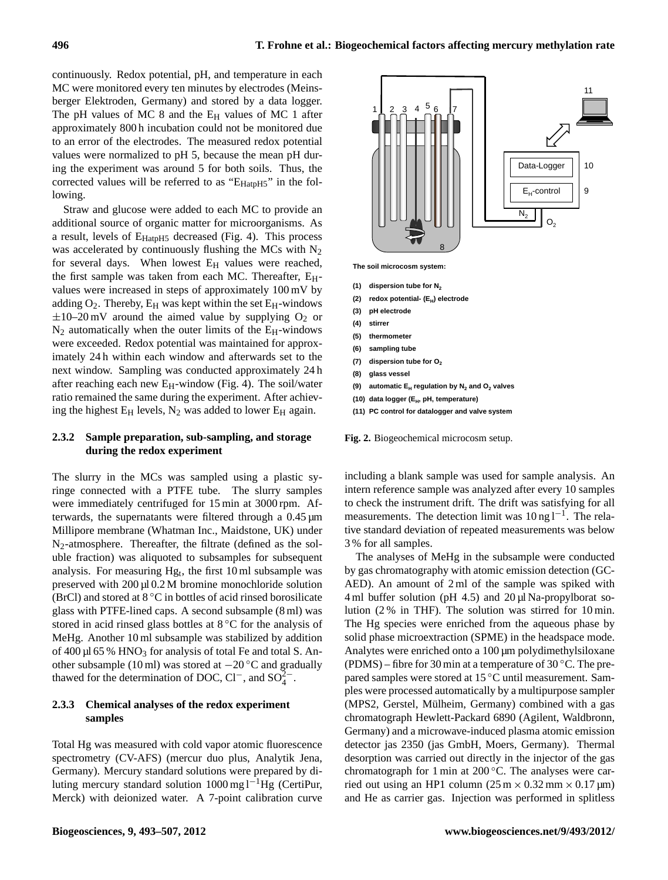continuously. Redox potential, pH, and temperature in each MC were monitored every ten minutes by electrodes (Meinsberger Elektroden, Germany) and stored by a data logger. The pH values of MC 8 and the $E_H$ values of MC 1 after approximately 800 h incubation could not be monitored due to an error of the electrodes. The measured redox potential values were normalized to pH 5, because the mean pH during the experiment was around 5 for both soils. Thus, the corrected values will be referred to as "$E_{HatpH5}$" in the following.

Straw and glucose were added to each MC to provide an additional source of organic matter for microorganisms. As a result, levels of $E_{HatpH5}$ decreased (Fig. 4). This process was accelerated by continuously flushing the MCs with $N_2$ for several days. When lowest $E_H$ values were reached, the first sample was taken from each MC. Thereafter, $E_H$-values were increased in steps of approximately 100 mV by adding $O_2$. Thereby, $E_H$ was kept within the set $E_H$-windows ±10–20 mV around the aimed value by supplying $O_2$ or $N_2$ automatically when the outer limits of the $E_H$-windows were exceeded. Redox potential was maintained for approximately 24 h within each window and afterwards set to the next window. Sampling was conducted approximately 24 h after reaching each new $E_H$-window (Fig. 4). The soil/water ratio remained the same during the experiment. After achieving the highest $E_H$ levels, $N_2$ was added to lower $E_H$ again.

### 2.3.2 Sample preparation, sub-sampling, and storage during the redox experiment

The slurry in the MCs was sampled using a plastic syringe connected with a PTFE tube. The slurry samples were immediately centrifuged for 15 min at 3000 rpm. Afterwards, the supernatants were filtered through a 0.45 µm Millipore membrane (Whatman Inc., Maidstone, UK) under $N_2$-atmosphere. Thereafter, the filtrate (defined as the soluble fraction) was aliquoted to subsamples for subsequent analysis. For measuring $Hg_t$, the first 10 ml subsample was preserved with 200 µl 0.2 M bromine monochloride solution (BrCl) and stored at 8 °C in bottles of acid rinsed borosilicate glass with PTFE-lined caps. A second subsample (8 ml) was stored in acid rinsed glass bottles at 8 °C for the analysis of MeHg. Another 10 ml subsample was stabilized by addition of 400 µl 65 % $HNO_3$ for analysis of total Fe and total S. Another subsample (10 ml) was stored at −20 °C and gradually thawed for the determination of DOC, $Cl^-$, and $SO_4^{2-}$.

### 2.3.3 Chemical analyses of the redox experiment samples

Total Hg was measured with cold vapor atomic fluorescence spectrometry (CV-AFS) (mercur duo plus, Analytik Jena, Germany). Mercury standard solutions were prepared by diluting mercury standard solution 1000 mg $l^{-1}$Hg (CertiPur, Merck) with deionized water. A 7-point calibration curve including a blank sample was used for sample analysis. An intern reference sample was analyzed after every 10 samples to check the instrument drift. The drift was satisfying for all measurements. The detection limit was 10 ng $l^{-1}$. The relative standard deviation of repeated measurements was below 3 % for all samples.

The analyses of MeHg in the subsample were conducted by gas chromatography with atomic emission detection (GC-AED). An amount of 2 ml of the sample was spiked with 4 ml buffer solution (pH 4.5) and 20 µl Na-propylborat solution (2 % in THF). The solution was stirred for 10 min. The Hg species were enriched from the aqueous phase by solid phase microextraction (SPME) in the headspace mode. Analytes were enriched onto a 100 µm polydimethylsiloxane (PDMS) – fibre for 30 min at a temperature of 30 °C. The prepared samples were stored at 15 °C until measurement. Samples were processed automatically by a multipurpose sampler (MPS2, Gerstel, Mülheim, Germany) combined with a gas chromatograph Hewlett-Packard 6890 (Agilent, Waldbronn, Germany) and a microwave-induced plasma atomic emission detector jas 2350 (jas GmbH, Moers, Germany). Thermal desorption was carried out directly in the injector of the gas chromatograph for 1 min at 200 °C. The analyses were carried out using an HP1 column (25 m × 0.32 mm × 0.17 µm) and He as carrier gas. Injection was performed in splitless

The soil microcosm system:

(1) dispersion tube for $N_2$
(2) redox potential- ($E_H$) electrode
(3) pH electrode
(4) stirrer
(5) thermometer
(6) sampling tube
(7) dispersion tube for $O_2$
(8) glass vessel
(9) automatic $E_H$ regulation by $N_2$ and $O_2$ valves
(10) data logger ($E_H$, pH, temperature)
(11) PC control for datalogger and valve system

**Fig. 2.** Biogeochemical microcosm setup.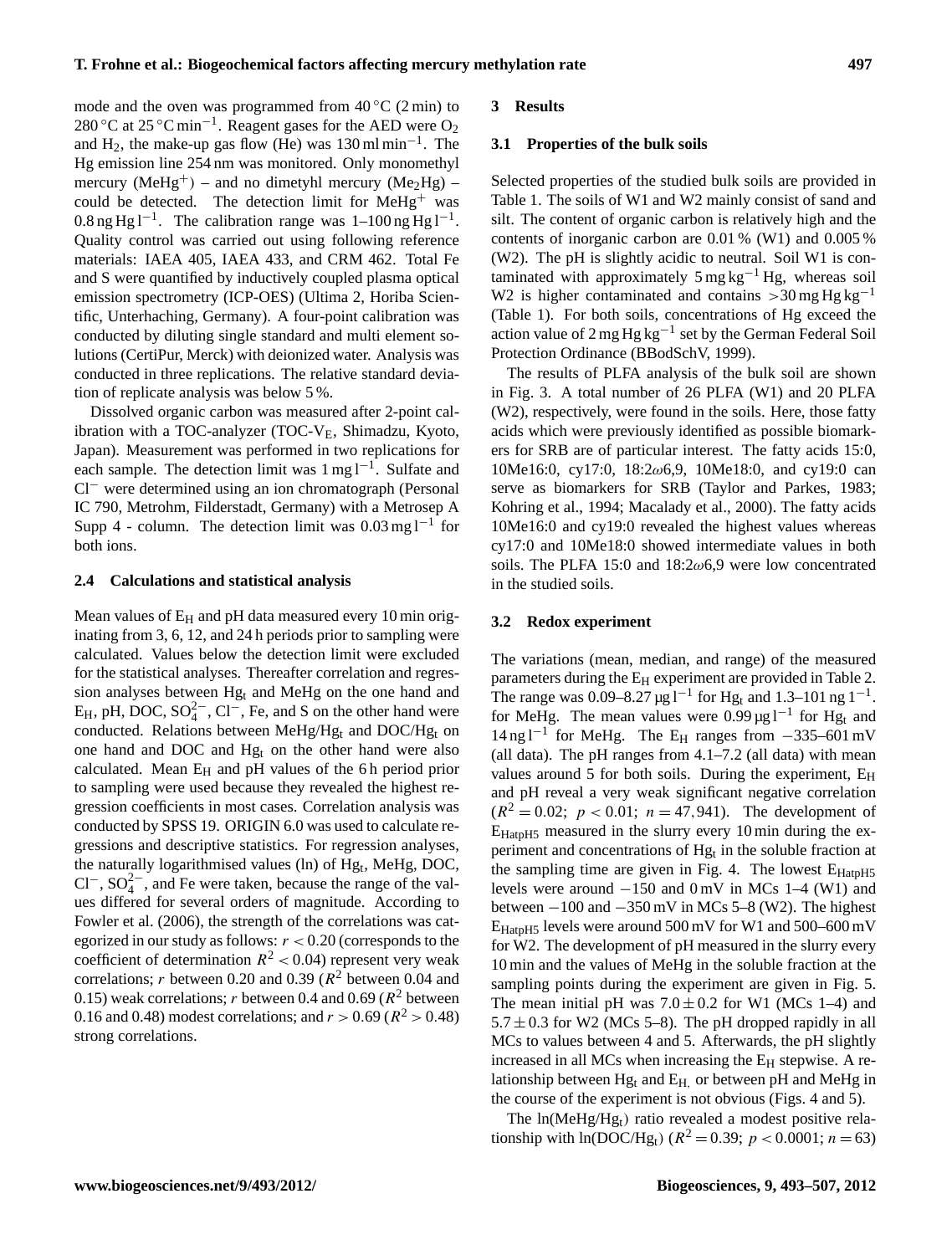mode and the oven was programmed from 40 °C (2 min) to 280 °C at 25 °C min$^{-1}$. Reagent gases for the AED were $O_2$ and $H_2$, the make-up gas flow (He) was 130 ml min$^{-1}$. The Hg emission line 254 nm was monitored. Only monomethyl mercury ($MeHg^+$) – and no dimetyhl mercury ($Me_2Hg$) – could be detected. The detection limit for $MeHg^+$ was 0.8 ng Hg l$^{-1}$. The calibration range was 1–100 ng Hg l$^{-1}$. Quality control was carried out using following reference materials: IAEA 405, IAEA 433, and CRM 462. Total Fe and S were quantified by inductively coupled plasma optical emission spectrometry (ICP-OES) (Ultima 2, Horiba Scientific, Unterhaching, Germany). A four-point calibration was conducted by diluting single standard and multi element solutions (CertiPur, Merck) with deionized water. Analysis was conducted in three replications. The relative standard deviation of replicate analysis was below 5 %.

Dissolved organic carbon was measured after 2-point calibration with a TOC-analyzer (TOC-$V_E$, Shimadzu, Kyoto, Japan). Measurement was performed in two replications for each sample. The detection limit was 1 mg l$^{-1}$. Sulfate and $Cl^-$ were determined using an ion chromatograph (Personal IC 790, Metrohm, Filderstadt, Germany) with a Metrosep A Supp 4 - column. The detection limit was 0.03 mg l$^{-1}$ for both ions.

### 2.4 Calculations and statistical analysis

Mean values of $E_H$ and pH data measured every 10 min originating from 3, 6, 12, and 24 h periods prior to sampling were calculated. Values below the detection limit were excluded for the statistical analyses. Thereafter correlation and regression analyses between $Hg_t$ and MeHg on the one hand and $E_H$, pH, DOC, $SO_4^{2-}$, $Cl^-$, Fe, and S on the other hand were conducted. Relations between $MeHg/Hg_t$ and $DOC/Hg_t$ on one hand and DOC and $Hg_t$ on the other hand were also calculated. Mean $E_H$ and pH values of the 6 h period prior to sampling were used because they revealed the highest regression coefficients in most cases. Correlation analysis was conducted by SPSS 19. ORIGIN 6.0 was used to calculate regressions and descriptive statistics. For regression analyses, the naturally logarithmised values (ln) of $Hg_t$, MeHg, DOC, $Cl^-$, $SO_4^{2-}$, and Fe were taken, because the range of the values differed for several orders of magnitude. According to Fowler et al. (2006), the strength of the correlations was categorized in our study as follows: $r < 0.20$ (corresponds to the coefficient of determination $R^2 < 0.04$) represent very weak correlations; $r$ between 0.20 and 0.39 ($R^2$ between 0.04 and 0.15) weak correlations; $r$ between 0.4 and 0.69 ($R^2$ between 0.16 and 0.48) modest correlations; and $r > 0.69$ ($R^2 > 0.48$) strong correlations.

## 3 Results

### 3.1 Properties of the bulk soils

Selected properties of the studied bulk soils are provided in Table 1. The soils of W1 and W2 mainly consist of sand and silt. The content of organic carbon is relatively high and the contents of inorganic carbon are 0.01 % (W1) and 0.005 % (W2). The pH is slightly acidic to neutral. Soil W1 is contaminated with approximately 5 mg kg$^{-1}$ Hg, whereas soil W2 is higher contaminated and contains >30 mg Hg kg$^{-1}$ (Table 1). For both soils, concentrations of Hg exceed the action value of 2 mg Hg kg$^{-1}$ set by the German Federal Soil Protection Ordinance (BBodSchV, 1999).

The results of PLFA analysis of the bulk soil are shown in Fig. 3. A total number of 26 PLFA (W1) and 20 PLFA (W2), respectively, were found in the soils. Here, those fatty acids which were previously identified as possible biomarkers for SRB are of particular interest. The fatty acids 15:0, 10Me16:0, cy17:0, 18:2$\omega$6,9, 10Me18:0, and cy19:0 can serve as biomarkers for SRB (Taylor and Parkes, 1983; Kohring et al., 1994; Macalady et al., 2000). The fatty acids 10Me16:0 and cy19:0 revealed the highest values whereas cy17:0 and 10Me18:0 showed intermediate values in both soils. The PLFA 15:0 and 18:2$\omega$6,9 were low concentrated in the studied soils.

### 3.2 Redox experiment

The variations (mean, median, and range) of the measured parameters during the $E_H$ experiment are provided in Table 2. The range was 0.09–8.27 µg l$^{-1}$ for $Hg_t$ and 1.3–101 ng l$^{-1}$. for MeHg. The mean values were 0.99 µg l$^{-1}$ for $Hg_t$ and 14 ng l$^{-1}$ for MeHg. The $E_H$ ranges from −335–601 mV (all data). The pH ranges from 4.1–7.2 (all data) with mean values around 5 for both soils. During the experiment, $E_H$ and pH reveal a very weak significant negative correlation ($R^2 = 0.02$; $p < 0.01$; $n = 47,941$). The development of $E_{HatpH5}$ measured in the slurry every 10 min during the experiment and concentrations of $Hg_t$ in the soluble fraction at the sampling time are given in Fig. 4. The lowest $E_{HatpH5}$ levels were around −150 and 0 mV in MCs 1–4 (W1) and between −100 and −350 mV in MCs 5–8 (W2). The highest $E_{HatpH5}$ levels were around 500 mV for W1 and 500–600 mV for W2. The development of pH measured in the slurry every 10 min and the values of MeHg in the soluble fraction at the sampling points during the experiment are given in Fig. 5. The mean initial pH was $7.0 \pm 0.2$ for W1 (MCs 1–4) and $5.7 \pm 0.3$ for W2 (MCs 5–8). The pH dropped rapidly in all MCs to values between 4 and 5. Afterwards, the pH slightly increased in all MCs when increasing the $E_H$ stepwise. A relationship between $Hg_t$ and $E_H$, or between pH and MeHg in the course of the experiment is not obvious (Figs. 4 and 5).

The $\ln(MeHg/Hg_t)$ ratio revealed a modest positive relationship with $\ln(DOC/Hg_t)$ ($R^2 = 0.39$; $p < 0.0001$; $n = 63$)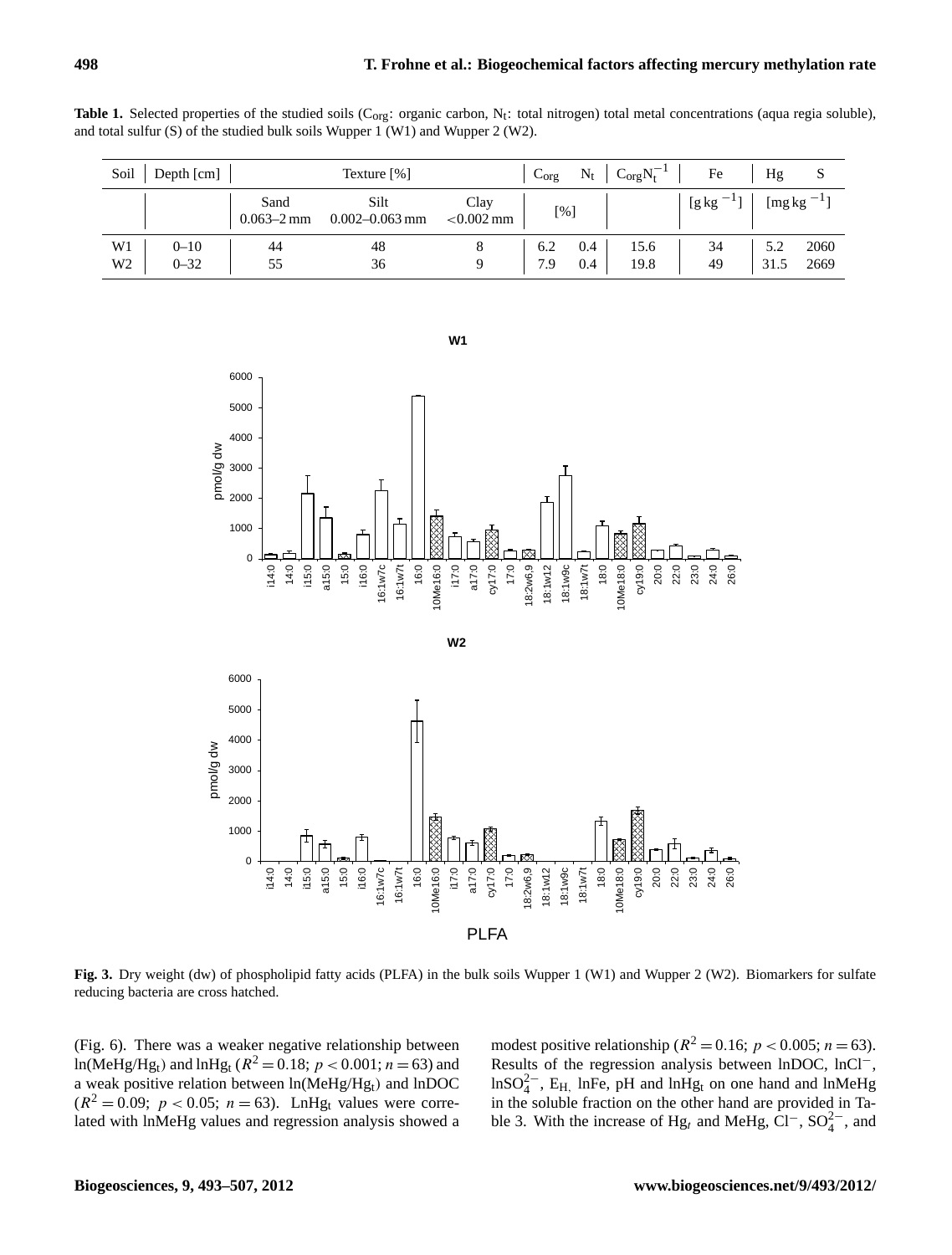**Table 1.** Selected properties of the studied soils ($C_{org}$: organic carbon, $N_t$: total nitrogen) total metal concentrations (aqua regia soluble), and total sulfur (S) of the studied bulk soils Wupper 1 (W1) and Wupper 2 (W2).

| Soil | Depth [cm] | Texture [%] | | | $C_{org}$ | $N_t$ | $C_{org}N_t^{-1}$ | Fe | Hg | S |
|---|---|---|---|---|---|---|---|---|---|---|
| | | Sand 0.063–2 mm | Silt 0.002–0.063 mm | Clay <0.002 mm | [%] | | | [$g\,kg^{-1}$] | [$mg\,kg^{-1}$] | |
| W1 | 0–10 | 44 | 48 | 8 | 6.2 | 0.4 | 15.6 | 34 | 5.2 | 2060 |
| W2 | 0–32 | 55 | 36 | 9 | 7.9 | 0.4 | 19.8 | 49 | 31.5 | 2669 |

**Fig. 3.** Dry weight (dw) of phospholipid fatty acids (PLFA) in the bulk soils Wupper 1 (W1) and Wupper 2 (W2). Biomarkers for sulfate reducing bacteria are cross hatched.

(Fig. 6). There was a weaker negative relationship between ln($MeHg/Hg_t$) and ln$Hg_t$ ($R^2 = 0.18$; $p < 0.001$; $n = 63$) and a weak positive relation between ln($MeHg/Hg_t$) and lnDOC ($R^2 = 0.09$; $p < 0.05$; $n = 63$). Ln$Hg_t$ values were correlated with lnMeHg values and regression analysis showed a modest positive relationship ($R^2 = 0.16$; $p < 0.005$; $n = 63$). Results of the regression analysis between lnDOC, ln$Cl^-$, ln$SO_4^{2-}$, $E_H$, lnFe, pH and ln$Hg_t$ on one hand and lnMeHg in the soluble fraction on the other hand are provided in Table 3. With the increase of $Hg_t$ and MeHg, $Cl^-$, $SO_4^{2-}$, and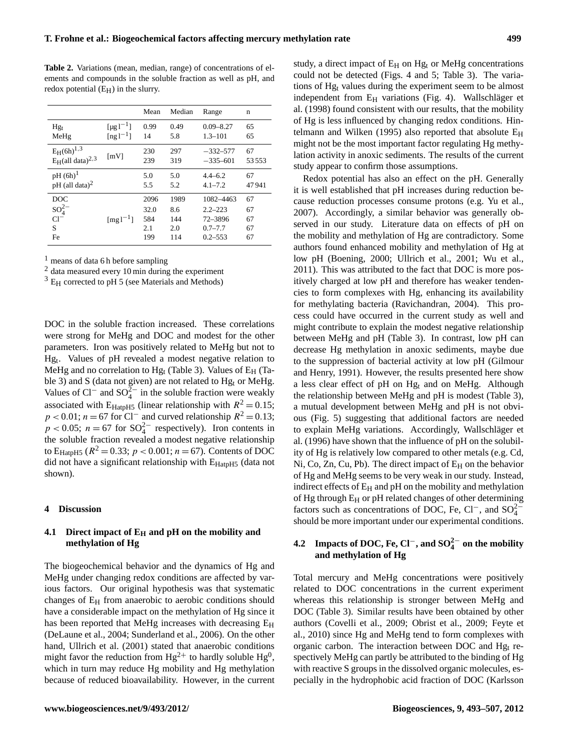**Table 2.** Variations (mean, median, range) of concentrations of elements and compounds in the soluble fraction as well as pH, and redox potential ($E_H$) in the slurry.

| | | Mean | Median | Range | n |
|---|---|---|---|---|---|
| $Hg_t$ | $[\mu g\,l^{-1}]$ | 0.99 | 0.49 | 0.09–8.27 | 65 |
| MeHg | $[ng\,l^{-1}]$ | 14 | 5.8 | 1.3–101 | 65 |
| $E_H(6h)^{1,3}$ | [mV] | 230 | 297 | −332–577 | 67 |
| $E_H(\text{all data})^{2,3}$ | | 239 | 319 | −335–601 | 53 553 |
| pH (6h)[1] | | 5.0 | 5.0 | 4.4–6.2 | 67 |
| pH (all data)[2] | | 5.5 | 5.2 | 4.1–7.2 | 47 941 |
| DOC | $[mg\,l^{-1}]$ | 2096 | 1989 | 1082–4463 | 67 |
| $SO_4^{2-}$ | | 32.0 | 8.6 | 2.2–223 | 67 |
| $Cl^-$ | | 584 | 144 | 72–3896 | 67 |
| S | | 2.1 | 2.0 | 0.7–7.7 | 67 |
| Fe | | 199 | 114 | 0.2–553 | 67 |

[1] means of data 6 h before sampling
[2] data measured every 10 min during the experiment
[3] $E_H$ corrected to pH 5 (see Materials and Methods)

DOC in the soluble fraction increased. These correlations were strong for MeHg and DOC and modest for the other parameters. Iron was positively related to MeHg but not to $Hg_t$. Values of pH revealed a modest negative relation to MeHg and no correlation to $Hg_t$ (Table 3). Values of $E_H$ (Table 3) and S (data not given) are not related to $Hg_t$ or MeHg. Values of $Cl^-$ and $SO_4^{2-}$ in the soluble fraction were weakly associated with $E_{HatpH5}$ (linear relationship with $R^2 = 0.15$; $p < 0.01$; $n = 67$ for $Cl^-$ and curved relationship $R^2 = 0.13$; $p < 0.05$; $n = 67$ for $SO_4^{2-}$ respectively). Iron contents in the soluble fraction revealed a modest negative relationship to $E_{HatpH5}$ ($R^2 = 0.33$; $p < 0.001$; $n = 67$). Contents of DOC did not have a significant relationship with $E_{HatpH5}$ (data not shown).

## 4 Discussion

### 4.1 Direct impact of $E_H$ and pH on the mobility and methylation of Hg

The biogeochemical behavior and the dynamics of Hg and MeHg under changing redox conditions are affected by various factors. Our original hypothesis was that systematic changes of $E_H$ from anaerobic to aerobic conditions should have a considerable impact on the methylation of Hg since it has been reported that MeHg increases with decreasing $E_H$ (DeLaune et al., 2004; Sunderland et al., 2006). On the other hand, Ullrich et al. (2001) stated that anaerobic conditions might favor the reduction from $Hg^{2+}$ to hardly soluble $Hg^0$, which in turn may reduce Hg mobility and Hg methylation because of reduced bioavailability. However, in the current study, a direct impact of $E_H$ on $Hg_t$ or MeHg concentrations could not be detected (Figs. 4 and 5; Table 3). The variations of $Hg_t$ values during the experiment seem to be almost independent from $E_H$ variations (Fig. 4). Wallschläger et al. (1998) found consistent with our results, that the mobility of Hg is less influenced by changing redox conditions. Hintelmann and Wilken (1995) also reported that absolute $E_H$ might not be the most important factor regulating Hg methylation activity in anoxic sediments. The results of the current study appear to confirm those assumptions.

Redox potential has also an effect on the pH. Generally it is well established that pH increases during reduction because reduction processes consume protons (e.g. Yu et al., 2007). Accordingly, a similar behavior was generally observed in our study. Literature data on effects of pH on the mobility and methylation of Hg are contradictory. Some authors found enhanced mobility and methylation of Hg at low pH (Boening, 2000; Ullrich et al., 2001; Wu et al., 2011). This was attributed to the fact that DOC is more positively charged at low pH and therefore has weaker tendencies to form complexes with Hg, enhancing its availability for methylating bacteria (Ravichandran, 2004). This process could have occurred in the current study as well and might contribute to explain the modest negative relationship between MeHg and pH (Table 3). In contrast, low pH can decrease Hg methylation in anoxic sediments, maybe due to the suppression of bacterial activity at low pH (Gilmour and Henry, 1991). However, the results presented here show a less clear effect of pH on $Hg_t$ and on MeHg. Although the relationship between MeHg and pH is modest (Table 3), a mutual development between MeHg and pH is not obvious (Fig. 5) suggesting that additional factors are needed to explain MeHg variations. Accordingly, Wallschläger et al. (1996) have shown that the influence of pH on the solubility of Hg is relatively low compared to other metals (e.g. Cd, Ni, Co, Zn, Cu, Pb). The direct impact of $E_H$ on the behavior of Hg and MeHg seems to be very weak in our study. Instead, indirect effects of $E_H$ and pH on the mobility and methylation of Hg through $E_H$ or pH related changes of other determining factors such as concentrations of DOC, Fe, $Cl^-$, and $SO_4^{2-}$ should be more important under our experimental conditions.

### 4.2 Impacts of DOC, Fe, $Cl^-$, and $SO_4^{2-}$ on the mobility and methylation of Hg

Total mercury and MeHg concentrations were positively related to DOC concentrations in the current experiment whereas this relationship is stronger between MeHg and DOC (Table 3). Similar results have been obtained by other authors (Covelli et al., 2009; Obrist et al., 2009; Feyte et al., 2010) since Hg and MeHg tend to form complexes with organic carbon. The interaction between DOC and $Hg_t$ respectively MeHg can partly be attributed to the binding of Hg with reactive S groups in the dissolved organic molecules, especially in the hydrophobic acid fraction of DOC (Karlsson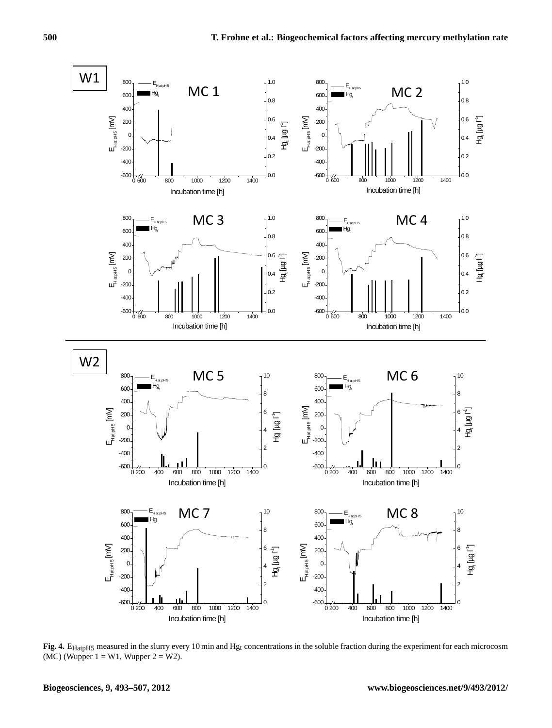**Fig. 4.** $E_{HatpH5}$ measured in the slurry every 10 min and $Hg_t$ concentrations in the soluble fraction during the experiment for each microcosm (MC) (Wupper 1 = W1, Wupper 2 = W2).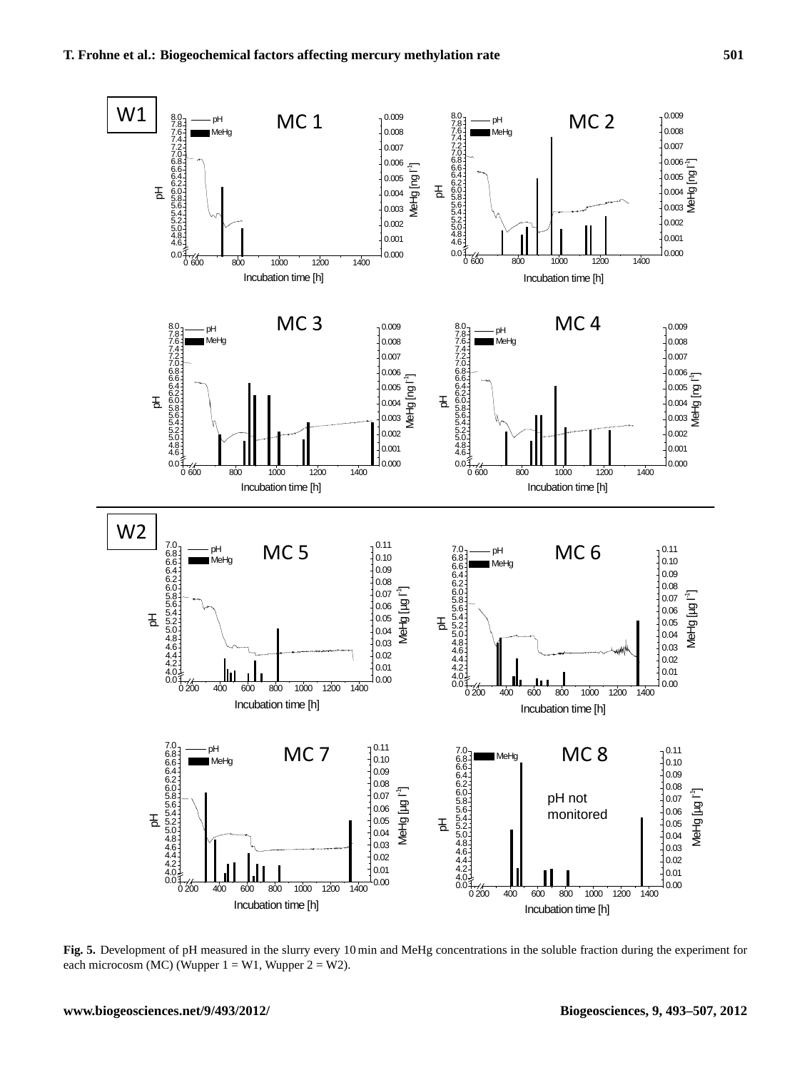**Fig. 5.** Development of pH measured in the slurry every 10 min and MeHg concentrations in the soluble fraction during the experiment for each microcosm (MC) (Wupper 1 = W1, Wupper 2 = W2).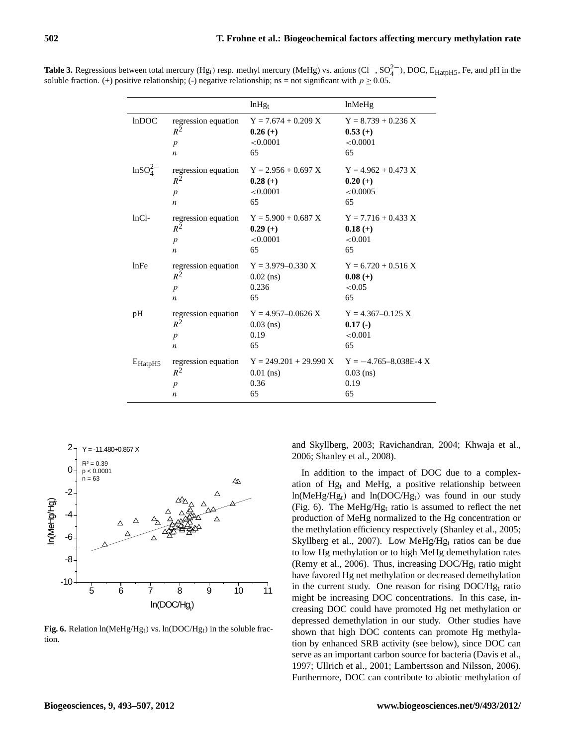**Table 3.** Regressions between total mercury ($Hg_t$) resp. methyl mercury (MeHg) vs. anions ($Cl^-$, $SO_4^{2-}$), DOC, $E_{HatpH5}$, Fe, and pH in the soluble fraction. (+) positive relationship; (-) negative relationship; ns = not significant with $p \geq 0.05$.

| | | $\ln Hg_t$ | lnMeHg |
|---|---|---|---|
| lnDOC | regression equation | Y = 7.674 + 0.209 X | Y = 8.739 + 0.236 X |
| | $R^2$ | **0.26 (+)** | **0.53 (+)** |
| | $p$ | <0.0001 | <0.0001 |
| | $n$ | 65 | 65 |
| $\ln SO_4^{2-}$ | regression equation | Y = 2.956 + 0.697 X | Y = 4.962 + 0.473 X |
| | $R^2$ | **0.28 (+)** | **0.20 (+)** |
| | $p$ | <0.0001 | <0.0005 |
| | $n$ | 65 | 65 |
| lnCl- | regression equation | Y = 5.900 + 0.687 X | Y = 7.716 + 0.433 X |
| | $R^2$ | **0.29 (+)** | **0.18 (+)** |
| | $p$ | <0.0001 | <0.001 |
| | $n$ | 65 | 65 |
| lnFe | regression equation | Y = 3.979–0.330 X | Y = 6.720 + 0.516 X |
| | $R^2$ | 0.02 (ns) | **0.08 (+)** |
| | $p$ | 0.236 | <0.05 |
| | $n$ | 65 | 65 |
| pH | regression equation | Y = 4.957–0.0626 X | Y = 4.367–0.125 X |
| | $R^2$ | 0.03 (ns) | **0.17 (-)** |
| | $p$ | 0.19 | <0.001 |
| | $n$ | 65 | 65 |
| $E_{HatpH5}$ | regression equation | Y = 249.201 + 29.990 X | Y = −4.765–8.038E-4 X |
| | $R^2$ | 0.01 (ns) | 0.03 (ns) |
| | $p$ | 0.36 | 0.19 |
| | $n$ | 65 | 65 |

**Fig. 6.** Relation $\ln(MeHg/Hg_t)$ vs. $\ln(DOC/Hg_t)$ in the soluble fraction.

and Skyllberg, 2003; Ravichandran, 2004; Khwaja et al., 2006; Shanley et al., 2008).

In addition to the impact of DOC due to a complexation of $Hg_t$ and MeHg, a positive relationship between $\ln(MeHg/Hg_t)$ and $\ln(DOC/Hg_t)$ was found in our study (Fig. 6). The $MeHg/Hg_t$ ratio is assumed to reflect the net production of MeHg normalized to the Hg concentration or the methylation efficiency respectively (Shanley et al., 2005; Skyllberg et al., 2007). Low $MeHg/Hg_t$ ratios can be due to low Hg methylation or to high MeHg demethylation rates (Remy et al., 2006). Thus, increasing $DOC/Hg_t$ ratio might have favored Hg net methylation or decreased demethylation in the current study. One reason for rising $DOC/Hg_t$ ratio might be increasing DOC concentrations. In this case, increasing DOC could have promoted Hg net methylation or depressed demethylation in our study. Other studies have shown that high DOC contents can promote Hg methylation by enhanced SRB activity (see below), since DOC can serve as an important carbon source for bacteria (Davis et al., 1997; Ullrich et al., 2001; Lambertsson and Nilsson, 2006). Furthermore, DOC can contribute to abiotic methylation of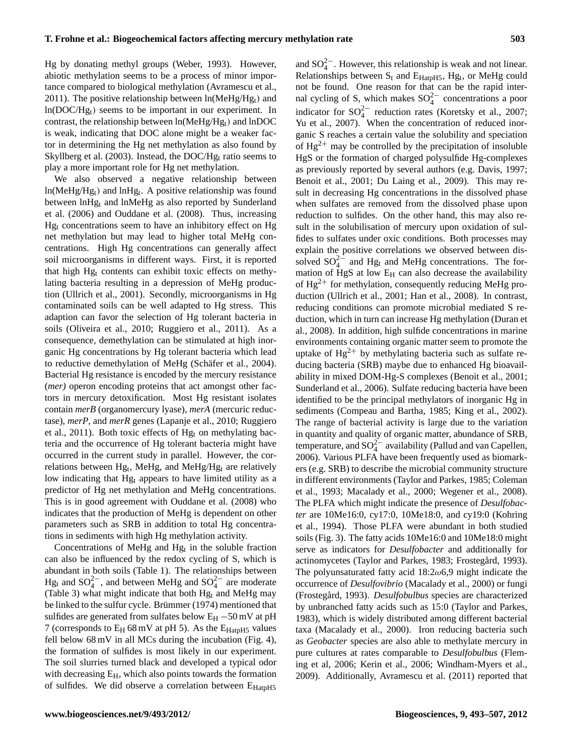Hg by donating methyl groups (Weber, 1993). However, abiotic methylation seems to be a process of minor importance compared to biological methylation (Avramescu et al., 2011). The positive relationship between $\ln(\mathrm{MeHg/Hg_t})$ and $\ln(\mathrm{DOC/Hg_t})$ seems to be important in our experiment. In contrast, the relationship between $\ln(\mathrm{MeHg/Hg_t})$ and lnDOC is weak, indicating that DOC alone might be a weaker factor in determining the Hg net methylation as also found by Skyllberg et al. (2003). Instead, the $\mathrm{DOC/Hg_t}$ ratio seems to play a more important role for Hg net methylation.

We also observed a negative relationship between $\ln(\mathrm{MeHg/Hg_t})$ and $\ln\mathrm{Hg_t}$. A positive relationship was found between $\ln\mathrm{Hg_t}$ and lnMeHg as also reported by Sunderland et al. (2006) and Ouddane et al. (2008). Thus, increasing $\mathrm{Hg_t}$ concentrations seem to have an inhibitory effect on Hg net methylation but may lead to higher total MeHg concentrations. High Hg concentrations can generally affect soil microorganisms in different ways. First, it is reported that high $\mathrm{Hg_t}$ contents can exhibit toxic effects on methylating bacteria resulting in a depression of MeHg production (Ullrich et al., 2001). Secondly, microorganisms in Hg contaminated soils can be well adapted to Hg stress. This adaption can favor the selection of Hg tolerant bacteria in soils (Oliveira et al., 2010; Ruggiero et al., 2011). As a consequence, demethylation can be stimulated at high inorganic Hg concentrations by Hg tolerant bacteria which lead to reductive demethylation of MeHg (Schäfer et al., 2004). Bacterial Hg resistance is encoded by the mercury resistance (*mer)* operon encoding proteins that act amongst other factors in mercury detoxification. Most Hg resistant isolates contain *merB* (organomercury lyase), *merA* (mercuric reductase), *merP*, and *merR* genes (Lapanje et al., 2010; Ruggiero et al., 2011). Both toxic effects of $\mathrm{Hg_t}$ on methylating bacteria and the occurrence of Hg tolerant bacteria might have occurred in the current study in parallel. However, the correlations between $\mathrm{Hg_t}$, MeHg, and $\mathrm{MeHg/Hg_t}$ are relatively low indicating that $\mathrm{Hg_t}$ appears to have limited utility as a predictor of Hg net methylation and MeHg concentrations. This is in good agreement with Ouddane et al. (2008) who indicates that the production of MeHg is dependent on other parameters such as SRB in addition to total Hg concentrations in sediments with high Hg methylation activity.

Concentrations of MeHg and $\mathrm{Hg_t}$ in the soluble fraction can also be influenced by the redox cycling of S, which is abundant in both soils (Table 1). The relationships between $\mathrm{Hg_t}$ and $SO_4^{2-}$, and between MeHg and $SO_4^{2-}$ are moderate (Table 3) what might indicate that both $\mathrm{Hg_t}$ and MeHg may be linked to the sulfur cycle. Brümmer (1974) mentioned that sulfides are generated from sulfates below $E_H$ −50 mV at pH 7 (corresponds to $E_H$ 68 mV at pH 5). As the $E_{HatpH5}$ values fell below 68 mV in all MCs during the incubation (Fig. 4), the formation of sulfides is most likely in our experiment. The soil slurries turned black and developed a typical odor with decreasing $E_H$, which also points towards the formation of sulfides. We did observe a correlation between $E_{HatpH5}$ and $SO_4^{2-}$. However, this relationship is weak and not linear. Relationships between $S_t$ and $E_{HatpH5}$, $\mathrm{Hg_t}$, or MeHg could not be found. One reason for that can be the rapid internal cycling of S, which makes $SO_4^{2-}$ concentrations a poor indicator for $SO_4^{2-}$ reduction rates (Koretsky et al., 2007; Yu et al., 2007). When the concentration of reduced inorganic S reaches a certain value the solubility and speciation of $Hg^{2+}$ may be controlled by the precipitation of insoluble HgS or the formation of charged polysulfide Hg-complexes as previously reported by several authors (e.g. Davis, 1997; Benoit et al., 2001; Du Laing et al., 2009). This may result in decreasing Hg concentrations in the dissolved phase when sulfates are removed from the dissolved phase upon reduction to sulfides. On the other hand, this may also result in the solubilisation of mercury upon oxidation of sulfides to sulfates under oxic conditions. Both processes may explain the positive correlations we observed between dissolved $SO_4^{2-}$ and $\mathrm{Hg_t}$ and MeHg concentrations. The formation of HgS at low $E_H$ can also decrease the availability of $Hg^{2+}$ for methylation, consequently reducing MeHg production (Ullrich et al., 2001; Han et al., 2008). In contrast, reducing conditions can promote microbial mediated S reduction, which in turn can increase Hg methylation (Duran et al., 2008). In addition, high sulfide concentrations in marine environments containing organic matter seem to promote the uptake of $Hg^{2+}$ by methylating bacteria such as sulfate reducing bacteria (SRB) maybe due to enhanced Hg bioavailability in mixed DOM-Hg-S complexes (Benoit et al., 2001; Sunderland et al., 2006). Sulfate reducing bacteria have been identified to be the principal methylators of inorganic Hg in sediments (Compeau and Bartha, 1985; King et al., 2002). The range of bacterial activity is large due to the variation in quantity and quality of organic matter, abundance of SRB, temperature, and $SO_4^{2-}$ availability (Pallud and van Capellen, 2006). Various PLFA have been frequently used as biomarkers (e.g. SRB) to describe the microbial community structure in different environments (Taylor and Parkes, 1985; Coleman et al., 1993; Macalady et al., 2000; Wegener et al., 2008). The PLFA which might indicate the presence of *Desulfobacter* are 10Me16:0, cy17:0, 10Me18:0, and cy19:0 (Kohring et al., 1994). Those PLFA were abundant in both studied soils (Fig. 3). The fatty acids 10Me16:0 and 10Me18:0 might serve as indicators for *Desulfobacter* and additionally for actinomycetes (Taylor and Parkes, 1983; Frostegård, 1993). The polyunsaturated fatty acid 18:2$\omega$6,9 might indicate the occurrence of *Desulfovibrio* (Macalady et al., 2000) or fungi (Frostegård, 1993). *Desulfobulbus* species are characterized by unbranched fatty acids such as 15:0 (Taylor and Parkes, 1983), which is widely distributed among different bacterial taxa (Macalady et al., 2000). Iron reducing bacteria such as *Geobacter* species are also able to methylate mercury in pure cultures at rates comparable to *Desulfobulbus* (Fleming et al, 2006; Kerin et al., 2006; Windham-Myers et al., 2009). Additionally, Avramescu et al. (2011) reported that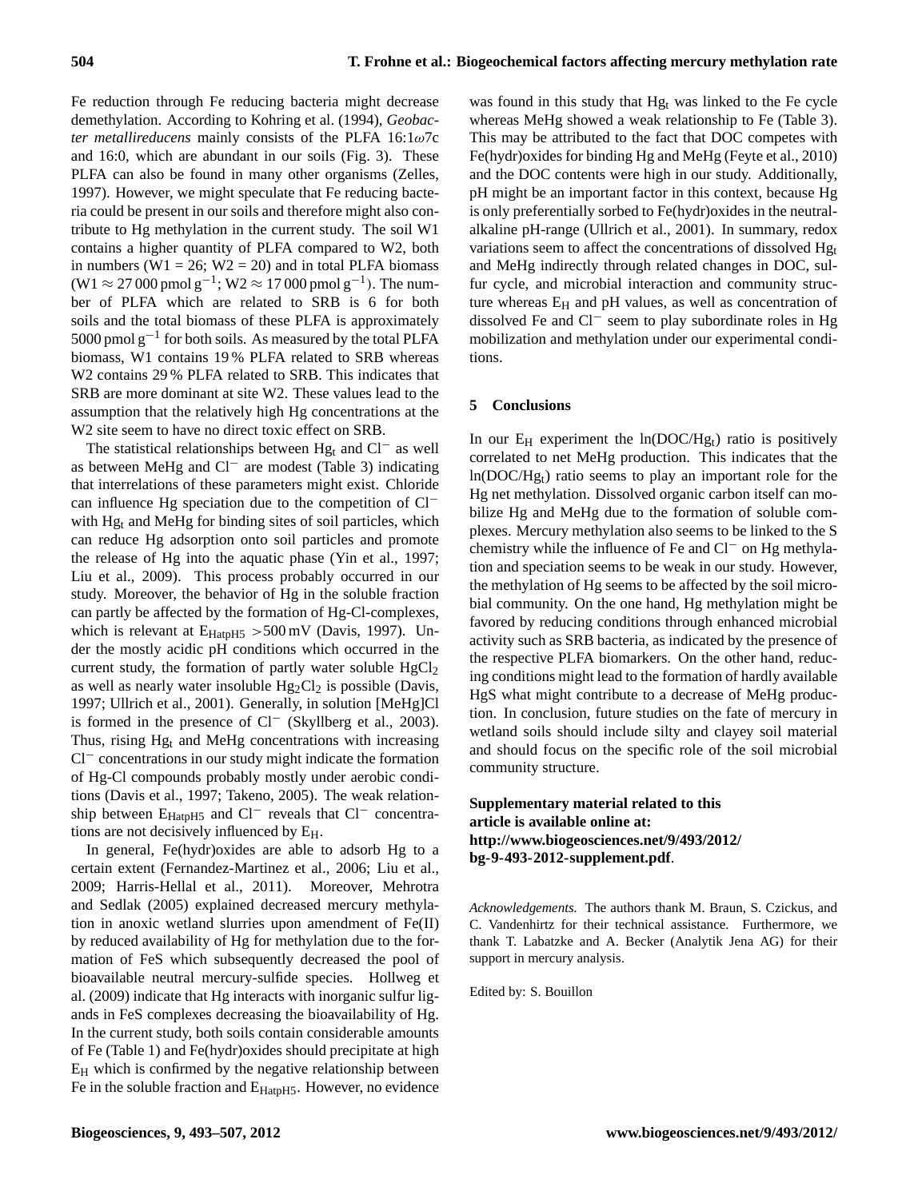Fe reduction through Fe reducing bacteria might decrease demethylation. According to Kohring et al. (1994), *Geobacter metallireducens* mainly consists of the PLFA 16:1$\omega$7c and 16:0, which are abundant in our soils (Fig. 3). These PLFA can also be found in many other organisms (Zelles, 1997). However, we might speculate that Fe reducing bacteria could be present in our soils and therefore might also contribute to Hg methylation in the current study. The soil W1 contains a higher quantity of PLFA compared to W2, both in numbers (W1 = 26; W2 = 20) and in total PLFA biomass (W1 $\approx$ 27 000 pmol g$^{-1}$; W2 $\approx$ 17 000 pmol g$^{-1}$). The number of PLFA which are related to SRB is 6 for both soils and the total biomass of these PLFA is approximately 5000 pmol g$^{-1}$ for both soils. As measured by the total PLFA biomass, W1 contains 19 % PLFA related to SRB whereas W2 contains 29 % PLFA related to SRB. This indicates that SRB are more dominant at site W2. These values lead to the assumption that the relatively high Hg concentrations at the W2 site seem to have no direct toxic effect on SRB.

The statistical relationships between $Hg_t$ and $Cl^-$ as well as between MeHg and $Cl^-$ are modest (Table 3) indicating that interrelations of these parameters might exist. Chloride can influence Hg speciation due to the competition of $Cl^-$ with $Hg_t$ and MeHg for binding sites of soil particles, which can reduce Hg adsorption onto soil particles and promote the release of Hg into the aquatic phase (Yin et al., 1997; Liu et al., 2009). This process probably occurred in our study. Moreover, the behavior of Hg in the soluble fraction can partly be affected by the formation of Hg-Cl-complexes, which is relevant at $E_{HatpH5}$ >500 mV (Davis, 1997). Under the mostly acidic pH conditions which occurred in the current study, the formation of partly water soluble $HgCl_2$ as well as nearly water insoluble $Hg_2Cl_2$ is possible (Davis, 1997; Ullrich et al., 2001). Generally, in solution [MeHg]Cl is formed in the presence of $Cl^-$ (Skyllberg et al., 2003). Thus, rising $Hg_t$ and MeHg concentrations with increasing $Cl^-$ concentrations in our study might indicate the formation of Hg-Cl compounds probably mostly under aerobic conditions (Davis et al., 1997; Takeno, 2005). The weak relationship between $E_{HatpH5}$ and $Cl^-$ reveals that $Cl^-$ concentrations are not decisively influenced by $E_H$.

In general, Fe(hydr)oxides are able to adsorb Hg to a certain extent (Fernandez-Martinez et al., 2006; Liu et al., 2009; Harris-Hellal et al., 2011). Moreover, Mehrotra and Sedlak (2005) explained decreased mercury methylation in anoxic wetland slurries upon amendment of Fe(II) by reduced availability of Hg for methylation due to the formation of FeS which subsequently decreased the pool of bioavailable neutral mercury-sulfide species. Hollweg et al. (2009) indicate that Hg interacts with inorganic sulfur ligands in FeS complexes decreasing the bioavailability of Hg. In the current study, both soils contain considerable amounts of Fe (Table 1) and Fe(hydr)oxides should precipitate at high $E_H$ which is confirmed by the negative relationship between Fe in the soluble fraction and $E_{HatpH5}$. However, no evidence was found in this study that $Hg_t$ was linked to the Fe cycle whereas MeHg showed a weak relationship to Fe (Table 3). This may be attributed to the fact that DOC competes with Fe(hydr)oxides for binding Hg and MeHg (Feyte et al., 2010) and the DOC contents were high in our study. Additionally, pH might be an important factor in this context, because Hg is only preferentially sorbed to Fe(hydr)oxides in the neutral-alkaline pH-range (Ullrich et al., 2001). In summary, redox variations seem to affect the concentrations of dissolved $Hg_t$ and MeHg indirectly through related changes in DOC, sulfur cycle, and microbial interaction and community structure whereas $E_H$ and pH values, as well as concentration of dissolved Fe and $Cl^-$ seem to play subordinate roles in Hg mobilization and methylation under our experimental conditions.

## 5 Conclusions

In our $E_H$ experiment the $\ln(DOC/Hg_t)$ ratio is positively correlated to net MeHg production. This indicates that the $\ln(DOC/Hg_t)$ ratio seems to play an important role for the Hg net methylation. Dissolved organic carbon itself can mobilize Hg and MeHg due to the formation of soluble complexes. Mercury methylation also seems to be linked to the S chemistry while the influence of Fe and $Cl^-$ on Hg methylation and speciation seems to be weak in our study. However, the methylation of Hg seems to be affected by the soil microbial community. On the one hand, Hg methylation might be favored by reducing conditions through enhanced microbial activity such as SRB bacteria, as indicated by the presence of the respective PLFA biomarkers. On the other hand, reducing conditions might lead to the formation of hardly available HgS what might contribute to a decrease of MeHg production. In conclusion, future studies on the fate of mercury in wetland soils should include silty and clayey soil material and should focus on the specific role of the soil microbial community structure.

**Supplementary material related to this article is available online at: http://www.biogeosciences.net/9/493/2012/bg-9-493-2012-supplement.pdf**.

*Acknowledgements.* The authors thank M. Braun, S. Czickus, and C. Vandenhirtz for their technical assistance. Furthermore, we thank T. Labatzke and A. Becker (Analytik Jena AG) for their support in mercury analysis.

Edited by: S. Bouillon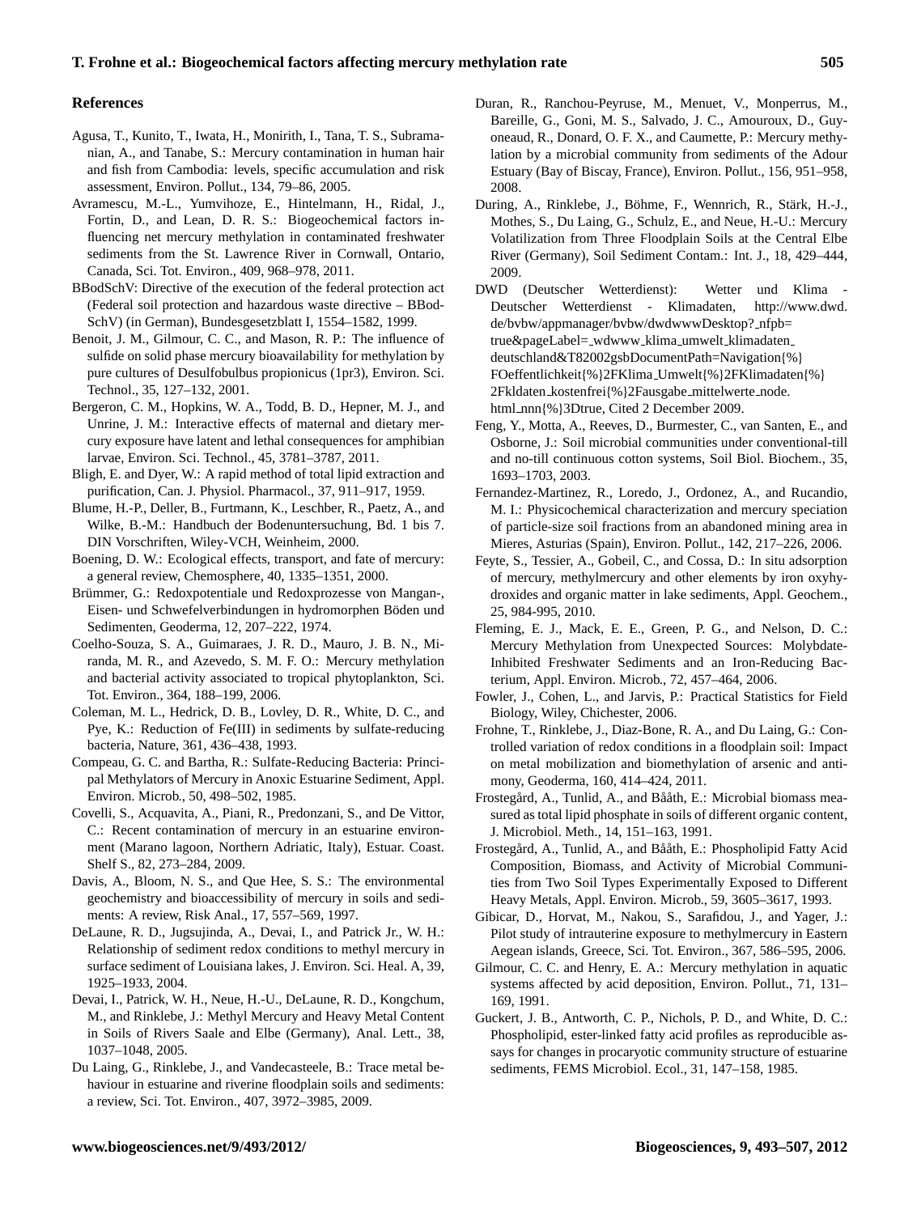## References

Agusa, T., Kunito, T., Iwata, H., Monirith, I., Tana, T. S., Subramanian, A., and Tanabe, S.: Mercury contamination in human hair and fish from Cambodia: levels, specific accumulation and risk assessment, Environ. Pollut., 134, 79–86, 2005.

Avramescu, M.-L., Yumvihoze, E., Hintelmann, H., Ridal, J., Fortin, D., and Lean, D. R. S.: Biogeochemical factors influencing net mercury methylation in contaminated freshwater sediments from the St. Lawrence River in Cornwall, Ontario, Canada, Sci. Tot. Environ., 409, 968–978, 2011.

BBodSchV: Directive of the execution of the federal protection act (Federal soil protection and hazardous waste directive – BBodSchV) (in German), Bundesgesetzblatt I, 1554–1582, 1999.

Benoit, J. M., Gilmour, C. C., and Mason, R. P.: The influence of sulfide on solid phase mercury bioavailability for methylation by pure cultures of Desulfobulbus propionicus (1pr3), Environ. Sci. Technol., 35, 127–132, 2001.

Bergeron, C. M., Hopkins, W. A., Todd, B. D., Hepner, M. J., and Unrine, J. M.: Interactive effects of maternal and dietary mercury exposure have latent and lethal consequences for amphibian larvae, Environ. Sci. Technol., 45, 3781–3787, 2011.

Bligh, E. and Dyer, W.: A rapid method of total lipid extraction and purification, Can. J. Physiol. Pharmacol., 37, 911–917, 1959.

Blume, H.-P., Deller, B., Furtmann, K., Leschber, R., Paetz, A., and Wilke, B.-M.: Handbuch der Bodenuntersuchung, Bd. 1 bis 7. DIN Vorschriften, Wiley-VCH, Weinheim, 2000.

Boening, D. W.: Ecological effects, transport, and fate of mercury: a general review, Chemosphere, 40, 1335–1351, 2000.

Brümmer, G.: Redoxpotentiale und Redoxprozesse von Mangan-, Eisen- und Schwefelverbindungen in hydromorphen Böden und Sedimenten, Geoderma, 12, 207–222, 1974.

Coelho-Souza, S. A., Guimaraes, J. R. D., Mauro, J. B. N., Miranda, M. R., and Azevedo, S. M. F. O.: Mercury methylation and bacterial activity associated to tropical phytoplankton, Sci. Tot. Environ., 364, 188–199, 2006.

Coleman, M. L., Hedrick, D. B., Lovley, D. R., White, D. C., and Pye, K.: Reduction of Fe(III) in sediments by sulfate-reducing bacteria, Nature, 361, 436–438, 1993.

Compeau, G. C. and Bartha, R.: Sulfate-Reducing Bacteria: Principal Methylators of Mercury in Anoxic Estuarine Sediment, Appl. Environ. Microb., 50, 498–502, 1985.

Covelli, S., Acquavita, A., Piani, R., Predonzani, S., and De Vittor, C.: Recent contamination of mercury in an estuarine environment (Marano lagoon, Northern Adriatic, Italy), Estuar. Coast. Shelf S., 82, 273–284, 2009.

Davis, A., Bloom, N. S., and Que Hee, S. S.: The environmental geochemistry and bioaccessibility of mercury in soils and sediments: A review, Risk Anal., 17, 557–569, 1997.

DeLaune, R. D., Jugsujinda, A., Devai, I., and Patrick Jr., W. H.: Relationship of sediment redox conditions to methyl mercury in surface sediment of Louisiana lakes, J. Environ. Sci. Heal. A, 39, 1925–1933, 2004.

Devai, I., Patrick, W. H., Neue, H.-U., DeLaune, R. D., Kongchum, M., and Rinklebe, J.: Methyl Mercury and Heavy Metal Content in Soils of Rivers Saale and Elbe (Germany), Anal. Lett., 38, 1037–1048, 2005.

Du Laing, G., Rinklebe, J., and Vandecasteele, B.: Trace metal behaviour in estuarine and riverine floodplain soils and sediments: a review, Sci. Tot. Environ., 407, 3972–3985, 2009.

Duran, R., Ranchou-Peyruse, M., Menuet, V., Monperrus, M., Bareille, G., Goni, M. S., Salvado, J. C., Amouroux, D., Guyoneaud, R., Donard, O. F. X., and Caumette, P.: Mercury methylation by a microbial community from sediments of the Adour Estuary (Bay of Biscay, France), Environ. Pollut., 156, 951–958, 2008.

During, A., Rinklebe, J., Böhme, F., Wennrich, R., Stärk, H.-J., Mothes, S., Du Laing, G., Schulz, E., and Neue, H.-U.: Mercury Volatilization from Three Floodplain Soils at the Central Elbe River (Germany), Soil Sediment Contam.: Int. J., 18, 429–444, 2009.

DWD (Deutscher Wetterdienst): Wetter und Klima - Deutscher Wetterdienst - Klimadaten, http://www.dwd.de/bvbw/appmanager/bvbw/dwdwwwDesktop?_nfpb=true&pageLabel=_wdwww_klima_umwelt_klimadaten_deutschland&T82002gsbDocumentPath=Navigation{%}FOeffentlichkeit{%}2FKlima_Umwelt{%}2FKlimadaten{%}2Fkldaten_kostenfrei{%}2Fausgabe_mittelwerte_node.html_nnn{%}3Dtrue, Cited 2 December 2009.

Feng, Y., Motta, A., Reeves, D., Burmester, C., van Santen, E., and Osborne, J.: Soil microbial communities under conventional-till and no-till continuous cotton systems, Soil Biol. Biochem., 35, 1693–1703, 2003.

Fernandez-Martinez, R., Loredo, J., Ordonez, A., and Rucandio, M. I.: Physicochemical characterization and mercury speciation of particle-size soil fractions from an abandoned mining area in Mieres, Asturias (Spain), Environ. Pollut., 142, 217–226, 2006.

Feyte, S., Tessier, A., Gobeil, C., and Cossa, D.: In situ adsorption of mercury, methylmercury and other elements by iron oxyhydroxides and organic matter in lake sediments, Appl. Geochem., 25, 984-995, 2010.

Fleming, E. J., Mack, E. E., Green, P. G., and Nelson, D. C.: Mercury Methylation from Unexpected Sources: Molybdate-Inhibited Freshwater Sediments and an Iron-Reducing Bacterium, Appl. Environ. Microb., 72, 457–464, 2006.

Fowler, J., Cohen, L., and Jarvis, P.: Practical Statistics for Field Biology, Wiley, Chichester, 2006.

Frohne, T., Rinklebe, J., Diaz-Bone, R. A., and Du Laing, G.: Controlled variation of redox conditions in a floodplain soil: Impact on metal mobilization and biomethylation of arsenic and antimony, Geoderma, 160, 414–424, 2011.

Frostegård, A., Tunlid, A., and Bååth, E.: Microbial biomass measured as total lipid phosphate in soils of different organic content, J. Microbiol. Meth., 14, 151–163, 1991.

Frostegård, A., Tunlid, A., and Bååth, E.: Phospholipid Fatty Acid Composition, Biomass, and Activity of Microbial Communities from Two Soil Types Experimentally Exposed to Different Heavy Metals, Appl. Environ. Microb., 59, 3605–3617, 1993.

Gibicar, D., Horvat, M., Nakou, S., Sarafidou, J., and Yager, J.: Pilot study of intrauterine exposure to methylmercury in Eastern Aegean islands, Greece, Sci. Tot. Environ., 367, 586–595, 2006.

Gilmour, C. C. and Henry, E. A.: Mercury methylation in aquatic systems affected by acid deposition, Environ. Pollut., 71, 131–169, 1991.

Guckert, J. B., Antworth, C. P., Nichols, P. D., and White, D. C.: Phospholipid, ester-linked fatty acid profiles as reproducible assays for changes in procaryotic community structure of estuarine sediments, FEMS Microbiol. Ecol., 31, 147–158, 1985.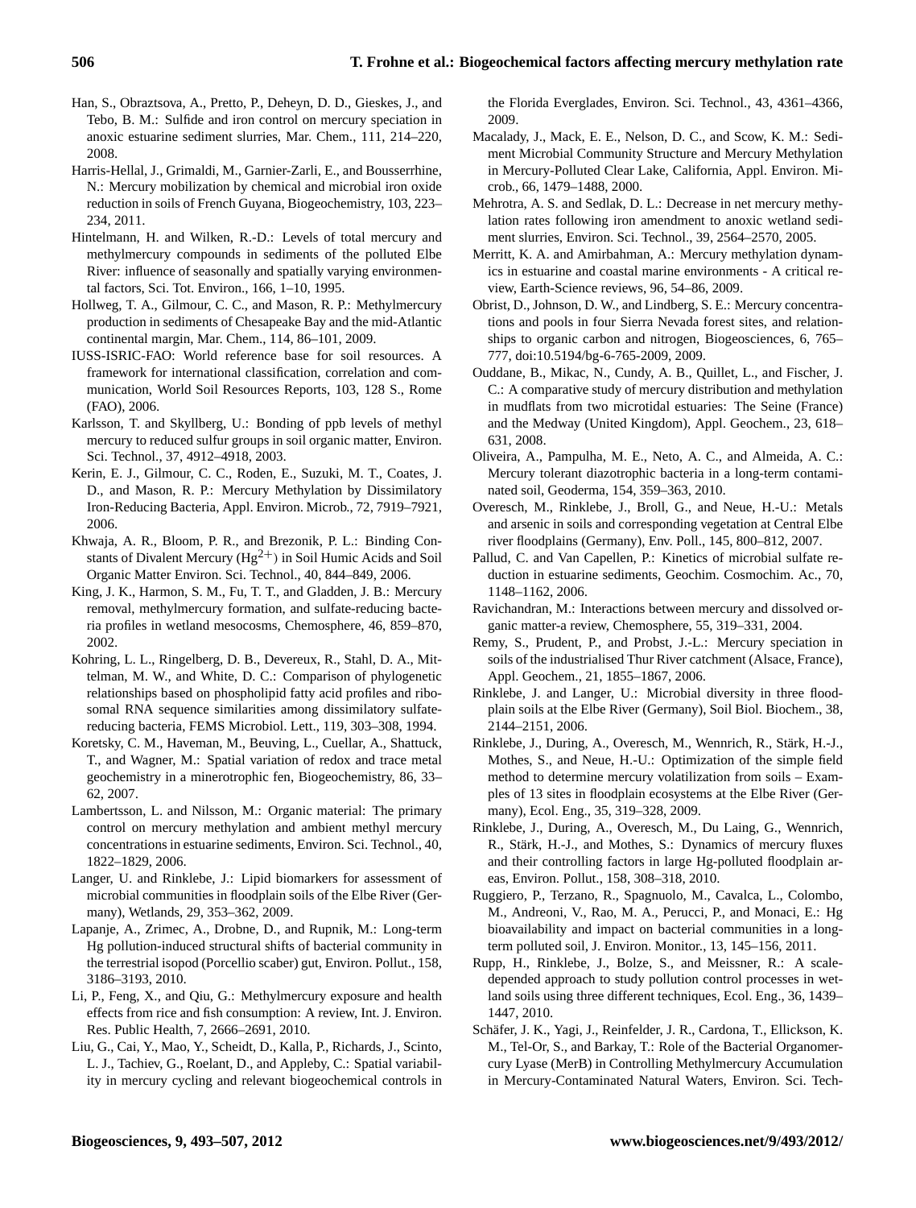Han, S., Obraztsova, A., Pretto, P., Deheyn, D. D., Gieskes, J., and Tebo, B. M.: Sulfide and iron control on mercury speciation in anoxic estuarine sediment slurries, Mar. Chem., 111, 214–220, 2008.

Harris-Hellal, J., Grimaldi, M., Garnier-Zarli, E., and Bousserrhine, N.: Mercury mobilization by chemical and microbial iron oxide reduction in soils of French Guyana, Biogeochemistry, 103, 223–234, 2011.

Hintelmann, H. and Wilken, R.-D.: Levels of total mercury and methylmercury compounds in sediments of the polluted Elbe River: influence of seasonally and spatially varying environmental factors, Sci. Tot. Environ., 166, 1–10, 1995.

Hollweg, T. A., Gilmour, C. C., and Mason, R. P.: Methylmercury production in sediments of Chesapeake Bay and the mid-Atlantic continental margin, Mar. Chem., 114, 86–101, 2009.

IUSS-ISRIC-FAO: World reference base for soil resources. A framework for international classification, correlation and communication, World Soil Resources Reports, 103, 128 S., Rome (FAO), 2006.

Karlsson, T. and Skyllberg, U.: Bonding of ppb levels of methyl mercury to reduced sulfur groups in soil organic matter, Environ. Sci. Technol., 37, 4912–4918, 2003.

Kerin, E. J., Gilmour, C. C., Roden, E., Suzuki, M. T., Coates, J. D., and Mason, R. P.: Mercury Methylation by Dissimilatory Iron-Reducing Bacteria, Appl. Environ. Microb., 72, 7919–7921, 2006.

Khwaja, A. R., Bloom, P. R., and Brezonik, P. L.: Binding Constants of Divalent Mercury ($Hg^{2+}$) in Soil Humic Acids and Soil Organic Matter Environ. Sci. Technol., 40, 844–849, 2006.

King, J. K., Harmon, S. M., Fu, T. T., and Gladden, J. B.: Mercury removal, methylmercury formation, and sulfate-reducing bacteria profiles in wetland mesocosms, Chemosphere, 46, 859–870, 2002.

Kohring, L. L., Ringelberg, D. B., Devereux, R., Stahl, D. A., Mittelman, M. W., and White, D. C.: Comparison of phylogenetic relationships based on phospholipid fatty acid profiles and ribosomal RNA sequence similarities among dissimilatory sulfate-reducing bacteria, FEMS Microbiol. Lett., 119, 303–308, 1994.

Koretsky, C. M., Haveman, M., Beuving, L., Cuellar, A., Shattuck, T., and Wagner, M.: Spatial variation of redox and trace metal geochemistry in a minerotrophic fen, Biogeochemistry, 86, 33–62, 2007.

Lambertsson, L. and Nilsson, M.: Organic material: The primary control on mercury methylation and ambient methyl mercury concentrations in estuarine sediments, Environ. Sci. Technol., 40, 1822–1829, 2006.

Langer, U. and Rinklebe, J.: Lipid biomarkers for assessment of microbial communities in floodplain soils of the Elbe River (Germany), Wetlands, 29, 353–362, 2009.

Lapanje, A., Zrimec, A., Drobne, D., and Rupnik, M.: Long-term Hg pollution-induced structural shifts of bacterial community in the terrestrial isopod (Porcellio scaber) gut, Environ. Pollut., 158, 3186–3193, 2010.

Li, P., Feng, X., and Qiu, G.: Methylmercury exposure and health effects from rice and fish consumption: A review, Int. J. Environ. Res. Public Health, 7, 2666–2691, 2010.

Liu, G., Cai, Y., Mao, Y., Scheidt, D., Kalla, P., Richards, J., Scinto, L. J., Tachiev, G., Roelant, D., and Appleby, C.: Spatial variability in mercury cycling and relevant biogeochemical controls in the Florida Everglades, Environ. Sci. Technol., 43, 4361–4366, 2009.

Macalady, J., Mack, E. E., Nelson, D. C., and Scow, K. M.: Sediment Microbial Community Structure and Mercury Methylation in Mercury-Polluted Clear Lake, California, Appl. Environ. Microb., 66, 1479–1488, 2000.

Mehrotra, A. S. and Sedlak, D. L.: Decrease in net mercury methylation rates following iron amendment to anoxic wetland sediment slurries, Environ. Sci. Technol., 39, 2564–2570, 2005.

Merritt, K. A. and Amirbahman, A.: Mercury methylation dynamics in estuarine and coastal marine environments - A critical review, Earth-Science reviews, 96, 54–86, 2009.

Obrist, D., Johnson, D. W., and Lindberg, S. E.: Mercury concentrations and pools in four Sierra Nevada forest sites, and relationships to organic carbon and nitrogen, Biogeosciences, 6, 765–777, doi:10.5194/bg-6-765-2009, 2009.

Ouddane, B., Mikac, N., Cundy, A. B., Quillet, L., and Fischer, J. C.: A comparative study of mercury distribution and methylation in mudflats from two microtidal estuaries: The Seine (France) and the Medway (United Kingdom), Appl. Geochem., 23, 618–631, 2008.

Oliveira, A., Pampulha, M. E., Neto, A. C., and Almeida, A. C.: Mercury tolerant diazotrophic bacteria in a long-term contaminated soil, Geoderma, 154, 359–363, 2010.

Overesch, M., Rinklebe, J., Broll, G., and Neue, H.-U.: Metals and arsenic in soils and corresponding vegetation at Central Elbe river floodplains (Germany), Env. Poll., 145, 800–812, 2007.

Pallud, C. and Van Capellen, P.: Kinetics of microbial sulfate reduction in estuarine sediments, Geochim. Cosmochim. Ac., 70, 1148–1162, 2006.

Ravichandran, M.: Interactions between mercury and dissolved organic matter-a review, Chemosphere, 55, 319–331, 2004.

Remy, S., Prudent, P., and Probst, J.-L.: Mercury speciation in soils of the industrialised Thur River catchment (Alsace, France), Appl. Geochem., 21, 1855–1867, 2006.

Rinklebe, J. and Langer, U.: Microbial diversity in three floodplain soils at the Elbe River (Germany), Soil Biol. Biochem., 38, 2144–2151, 2006.

Rinklebe, J., During, A., Overesch, M., Wennrich, R., Stärk, H.-J., Mothes, S., and Neue, H.-U.: Optimization of the simple field method to determine mercury volatilization from soils – Examples of 13 sites in floodplain ecosystems at the Elbe River (Germany), Ecol. Eng., 35, 319–328, 2009.

Rinklebe, J., During, A., Overesch, M., Du Laing, G., Wennrich, R., Stärk, H.-J., and Mothes, S.: Dynamics of mercury fluxes and their controlling factors in large Hg-polluted floodplain areas, Environ. Pollut., 158, 308–318, 2010.

Ruggiero, P., Terzano, R., Spagnuolo, M., Cavalca, L., Colombo, M., Andreoni, V., Rao, M. A., Perucci, P., and Monaci, E.: Hg bioavailability and impact on bacterial communities in a long-term polluted soil, J. Environ. Monitor., 13, 145–156, 2011.

Rupp, H., Rinklebe, J., Bolze, S., and Meissner, R.: A scale-depended approach to study pollution control processes in wetland soils using three different techniques, Ecol. Eng., 36, 1439–1447, 2010.

Schäfer, J. K., Yagi, J., Reinfelder, J. R., Cardona, T., Ellickson, K. M., Tel-Or, S., and Barkay, T.: Role of the Bacterial Organomercury Lyase (MerB) in Controlling Methylmercury Accumulation in Mercury-Contaminated Natural Waters, Environ. Sci. Tech-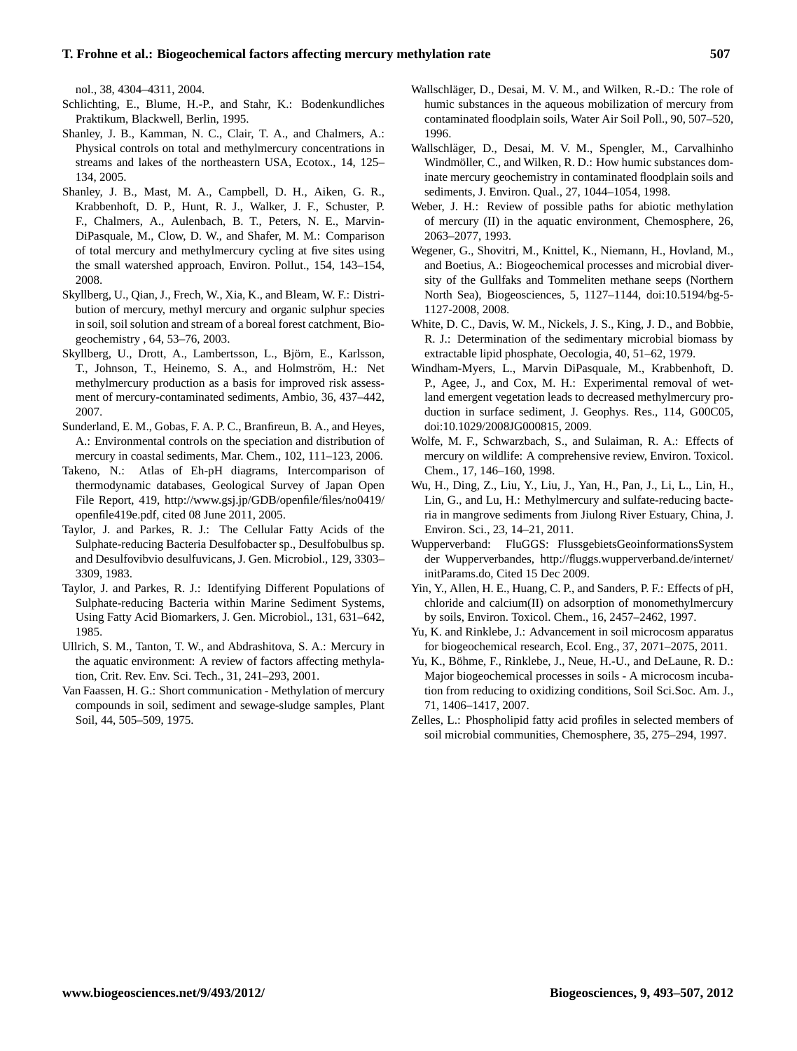nol., 38, 4304–4311, 2004.

Schlichting, E., Blume, H.-P., and Stahr, K.: Bodenkundliches Praktikum, Blackwell, Berlin, 1995.

Shanley, J. B., Kamman, N. C., Clair, T. A., and Chalmers, A.: Physical controls on total and methylmercury concentrations in streams and lakes of the northeastern USA, Ecotox., 14, 125–134, 2005.

Shanley, J. B., Mast, M. A., Campbell, D. H., Aiken, G. R., Krabbenhoft, D. P., Hunt, R. J., Walker, J. F., Schuster, P. F., Chalmers, A., Aulenbach, B. T., Peters, N. E., Marvin-DiPasquale, M., Clow, D. W., and Shafer, M. M.: Comparison of total mercury and methylmercury cycling at five sites using the small watershed approach, Environ. Pollut., 154, 143–154, 2008.

Skyllberg, U., Qian, J., Frech, W., Xia, K., and Bleam, W. F.: Distribution of mercury, methyl mercury and organic sulphur species in soil, soil solution and stream of a boreal forest catchment, Biogeochemistry , 64, 53–76, 2003.

Skyllberg, U., Drott, A., Lambertsson, L., Björn, E., Karlsson, T., Johnson, T., Heinemo, S. A., and Holmström, H.: Net methylmercury production as a basis for improved risk assessment of mercury-contaminated sediments, Ambio, 36, 437–442, 2007.

Sunderland, E. M., Gobas, F. A. P. C., Branfireun, B. A., and Heyes, A.: Environmental controls on the speciation and distribution of mercury in coastal sediments, Mar. Chem., 102, 111–123, 2006.

Takeno, N.: Atlas of Eh-pH diagrams, Intercomparison of thermodynamic databases, Geological Survey of Japan Open File Report, 419, http://www.gsj.jp/GDB/openfile/files/no0419/openfile419e.pdf, cited 08 June 2011, 2005.

Taylor, J. and Parkes, R. J.: The Cellular Fatty Acids of the Sulphate-reducing Bacteria Desulfobacter sp., Desulfobulbus sp. and Desulfovibvio desulfuvicans, J. Gen. Microbiol., 129, 3303–3309, 1983.

Taylor, J. and Parkes, R. J.: Identifying Different Populations of Sulphate-reducing Bacteria within Marine Sediment Systems, Using Fatty Acid Biomarkers, J. Gen. Microbiol., 131, 631–642, 1985.

Ullrich, S. M., Tanton, T. W., and Abdrashitova, S. A.: Mercury in the aquatic environment: A review of factors affecting methylation, Crit. Rev. Env. Sci. Tech., 31, 241–293, 2001.

Van Faassen, H. G.: Short communication - Methylation of mercury compounds in soil, sediment and sewage-sludge samples, Plant Soil, 44, 505–509, 1975.

Wallschläger, D., Desai, M. V. M., and Wilken, R.-D.: The role of humic substances in the aqueous mobilization of mercury from contaminated floodplain soils, Water Air Soil Poll., 90, 507–520, 1996.

Wallschläger, D., Desai, M. V. M., Spengler, M., Carvalhinho Windmöller, C., and Wilken, R. D.: How humic substances dominate mercury geochemistry in contaminated floodplain soils and sediments, J. Environ. Qual., 27, 1044–1054, 1998.

Weber, J. H.: Review of possible paths for abiotic methylation of mercury (II) in the aquatic environment, Chemosphere, 26, 2063–2077, 1993.

Wegener, G., Shovitri, M., Knittel, K., Niemann, H., Hovland, M., and Boetius, A.: Biogeochemical processes and microbial diversity of the Gullfaks and Tommeliten methane seeps (Northern North Sea), Biogeosciences, 5, 1127–1144, doi:10.5194/bg-5-1127-2008, 2008.

White, D. C., Davis, W. M., Nickels, J. S., King, J. D., and Bobbie, R. J.: Determination of the sedimentary microbial biomass by extractable lipid phosphate, Oecologia, 40, 51–62, 1979.

Windham-Myers, L., Marvin DiPasquale, M., Krabbenhoft, D. P., Agee, J., and Cox, M. H.: Experimental removal of wetland emergent vegetation leads to decreased methylmercury production in surface sediment, J. Geophys. Res., 114, G00C05, doi:10.1029/2008JG000815, 2009.

Wolfe, M. F., Schwarzbach, S., and Sulaiman, R. A.: Effects of mercury on wildlife: A comprehensive review, Environ. Toxicol. Chem., 17, 146–160, 1998.

Wu, H., Ding, Z., Liu, Y., Liu, J., Yan, H., Pan, J., Li, L., Lin, H., Lin, G., and Lu, H.: Methylmercury and sulfate-reducing bacteria in mangrove sediments from Jiulong River Estuary, China, J. Environ. Sci., 23, 14–21, 2011.

Wupperverband: FluGGS: FlussgebietsGeoinformationsSystem der Wupperverbandes, http://fluggs.wupperverband.de/internet/initParams.do, Cited 15 Dec 2009.

Yin, Y., Allen, H. E., Huang, C. P., and Sanders, P. F.: Effects of pH, chloride and calcium(II) on adsorption of monomethylmercury by soils, Environ. Toxicol. Chem., 16, 2457–2462, 1997.

Yu, K. and Rinklebe, J.: Advancement in soil microcosm apparatus for biogeochemical research, Ecol. Eng., 37, 2071–2075, 2011.

Yu, K., Böhme, F., Rinklebe, J., Neue, H.-U., and DeLaune, R. D.: Major biogeochemical processes in soils - A microcosm incubation from reducing to oxidizing conditions, Soil Sci.Soc. Am. J., 71, 1406–1417, 2007.

Zelles, L.: Phospholipid fatty acid profiles in selected members of soil microbial communities, Chemosphere, 35, 275–294, 1997.